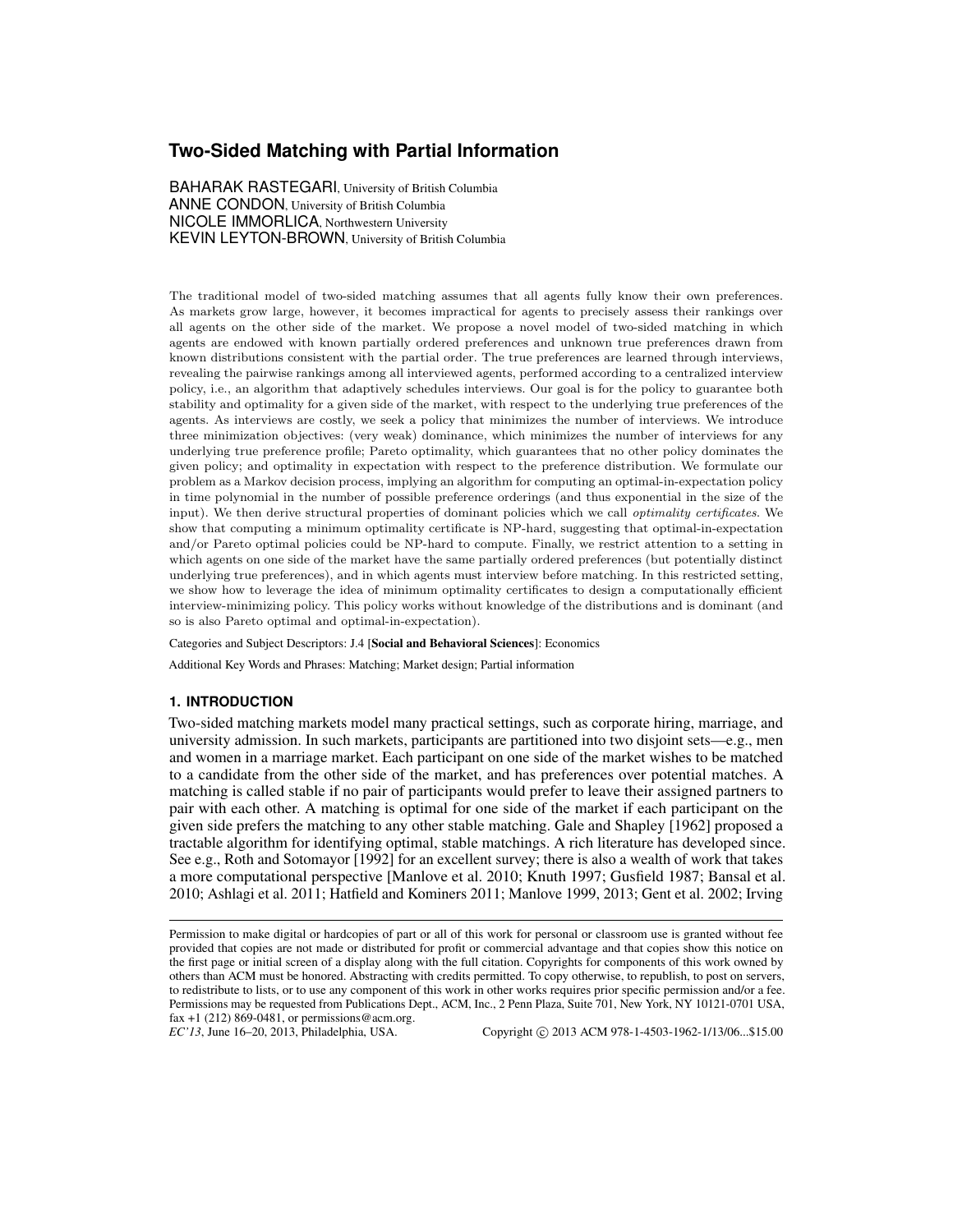# Two-Sided Matching with Partial Information

BAHARAK RASTEGARI, University of British Columbia
ANNE CONDON, University of British Columbia
NICOLE IMMORLICA, Northwestern University
KEVIN LEYTON-BROWN, University of British Columbia

The traditional model of two-sided matching assumes that all agents fully know their own preferences. As markets grow large, however, it becomes impractical for agents to precisely assess their rankings over all agents on the other side of the market. We propose a novel model of two-sided matching in which agents are endowed with known partially ordered preferences and unknown true preferences drawn from known distributions consistent with the partial order. The true preferences are learned through interviews, revealing the pairwise rankings among all interviewed agents, performed according to a centralized interview policy, i.e., an algorithm that adaptively schedules interviews. Our goal is for the policy to guarantee both stability and optimality for a given side of the market, with respect to the underlying true preferences of the agents. As interviews are costly, we seek a policy that minimizes the number of interviews. We introduce three minimization objectives: (very weak) dominance, which minimizes the number of interviews for any underlying true preference profile; Pareto optimality, which guarantees that no other policy dominates the given policy; and optimality in expectation with respect to the preference distribution. We formulate our problem as a Markov decision process, implying an algorithm for computing an optimal-in-expectation policy in time polynomial in the number of possible preference orderings (and thus exponential in the size of the input). We then derive structural properties of dominant policies which we call *optimality certificates*. We show that computing a minimum optimality certificate is NP-hard, suggesting that optimal-in-expectation and/or Pareto optimal policies could be NP-hard to compute. Finally, we restrict attention to a setting in which agents on one side of the market have the same partially ordered preferences (but potentially distinct underlying true preferences), and in which agents must interview before matching. In this restricted setting, we show how to leverage the idea of minimum optimality certificates to design a computationally efficient interview-minimizing policy. This policy works without knowledge of the distributions and is dominant (and so is also Pareto optimal and optimal-in-expectation).

Categories and Subject Descriptors: J.4 [**Social and Behavioral Sciences**]: Economics

Additional Key Words and Phrases: Matching; Market design; Partial information

## 1. INTRODUCTION

Two-sided matching markets model many practical settings, such as corporate hiring, marriage, and university admission. In such markets, participants are partitioned into two disjoint sets—e.g., men and women in a marriage market. Each participant on one side of the market wishes to be matched to a candidate from the other side of the market, and has preferences over potential matches. A matching is called stable if no pair of participants would prefer to leave their assigned partners to pair with each other. A matching is optimal for one side of the market if each participant on the given side prefers the matching to any other stable matching. Gale and Shapley [1962] proposed a tractable algorithm for identifying optimal, stable matchings. A rich literature has developed since. See e.g., Roth and Sotomayor [1992] for an excellent survey; there is also a wealth of work that takes a more computational perspective [Manlove et al. 2010; Knuth 1997; Gusfield 1987; Bansal et al. 2010; Ashlagi et al. 2011; Hatfield and Kominers 2011; Manlove 1999, 2013; Gent et al. 2002; Irving

---

Permission to make digital or hardcopies of part or all of this work for personal or classroom use is granted without fee provided that copies are not made or distributed for profit or commercial advantage and that copies show this notice on the first page or initial screen of a display along with the full citation. Copyrights for components of this work owned by others than ACM must be honored. Abstracting with credits permitted. To copy otherwise, to republish, to post on servers, to redistribute to lists, or to use any component of this work in other works requires prior specific permission and/or a fee. Permissions may be requested from Publications Dept., ACM, Inc., 2 Penn Plaza, Suite 701, New York, NY 10121-0701 USA, fax +1 (212) 869-0481, or permissions@acm.org.
*EC'13*, June 16–20, 2013, Philadelphia, USA. Copyright © 2013 ACM 978-1-4503-1962-1/13/06...$15.00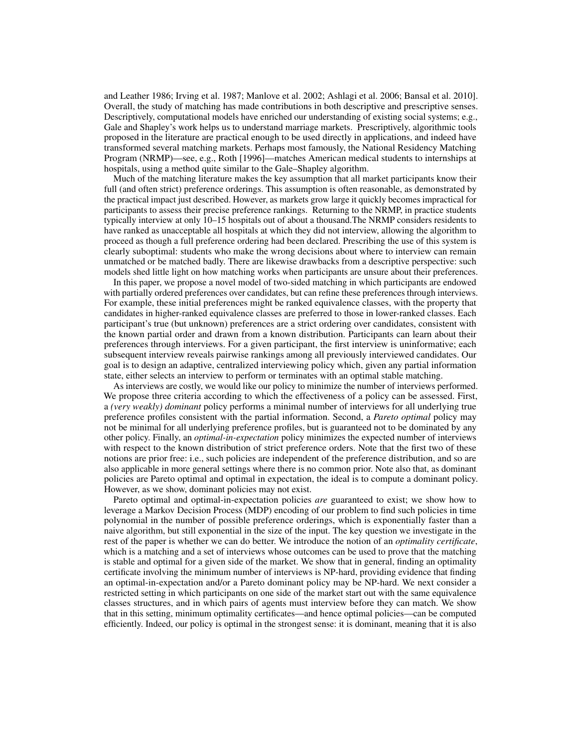and Leather 1986; Irving et al. 1987; Manlove et al. 2002; Ashlagi et al. 2006; Bansal et al. 2010]. Overall, the study of matching has made contributions in both descriptive and prescriptive senses. Descriptively, computational models have enriched our understanding of existing social systems; e.g., Gale and Shapley's work helps us to understand marriage markets. Prescriptively, algorithmic tools proposed in the literature are practical enough to be used directly in applications, and indeed have transformed several matching markets. Perhaps most famously, the National Residency Matching Program (NRMP)—see, e.g., Roth [1996]—matches American medical students to internships at hospitals, using a method quite similar to the Gale–Shapley algorithm.

Much of the matching literature makes the key assumption that all market participants know their full (and often strict) preference orderings. This assumption is often reasonable, as demonstrated by the practical impact just described. However, as markets grow large it quickly becomes impractical for participants to assess their precise preference rankings. Returning to the NRMP, in practice students typically interview at only 10–15 hospitals out of about a thousand.The NRMP considers residents to have ranked as unacceptable all hospitals at which they did not interview, allowing the algorithm to proceed as though a full preference ordering had been declared. Prescribing the use of this system is clearly suboptimal: students who make the wrong decisions about where to interview can remain unmatched or be matched badly. There are likewise drawbacks from a descriptive perspective: such models shed little light on how matching works when participants are unsure about their preferences.

In this paper, we propose a novel model of two-sided matching in which participants are endowed with partially ordered preferences over candidates, but can refine these preferences through interviews. For example, these initial preferences might be ranked equivalence classes, with the property that candidates in higher-ranked equivalence classes are preferred to those in lower-ranked classes. Each participant's true (but unknown) preferences are a strict ordering over candidates, consistent with the known partial order and drawn from a known distribution. Participants can learn about their preferences through interviews. For a given participant, the first interview is uninformative; each subsequent interview reveals pairwise rankings among all previously interviewed candidates. Our goal is to design an adaptive, centralized interviewing policy which, given any partial information state, either selects an interview to perform or terminates with an optimal stable matching.

As interviews are costly, we would like our policy to minimize the number of interviews performed. We propose three criteria according to which the effectiveness of a policy can be assessed. First, a *(very weakly) dominant* policy performs a minimal number of interviews for all underlying true preference profiles consistent with the partial information. Second, a *Pareto optimal* policy may not be minimal for all underlying preference profiles, but is guaranteed not to be dominated by any other policy. Finally, an *optimal-in-expectation* policy minimizes the expected number of interviews with respect to the known distribution of strict preference orders. Note that the first two of these notions are prior free: i.e., such policies are independent of the preference distribution, and so are also applicable in more general settings where there is no common prior. Note also that, as dominant policies are Pareto optimal and optimal in expectation, the ideal is to compute a dominant policy. However, as we show, dominant policies may not exist.

Pareto optimal and optimal-in-expectation policies *are* guaranteed to exist; we show how to leverage a Markov Decision Process (MDP) encoding of our problem to find such policies in time polynomial in the number of possible preference orderings, which is exponentially faster than a naive algorithm, but still exponential in the size of the input. The key question we investigate in the rest of the paper is whether we can do better. We introduce the notion of an *optimality certificate*, which is a matching and a set of interviews whose outcomes can be used to prove that the matching is stable and optimal for a given side of the market. We show that in general, finding an optimality certificate involving the minimum number of interviews is NP-hard, providing evidence that finding an optimal-in-expectation and/or a Pareto dominant policy may be NP-hard. We next consider a restricted setting in which participants on one side of the market start out with the same equivalence classes structures, and in which pairs of agents must interview before they can match. We show that in this setting, minimum optimality certificates—and hence optimal policies—can be computed efficiently. Indeed, our policy is optimal in the strongest sense: it is dominant, meaning that it is also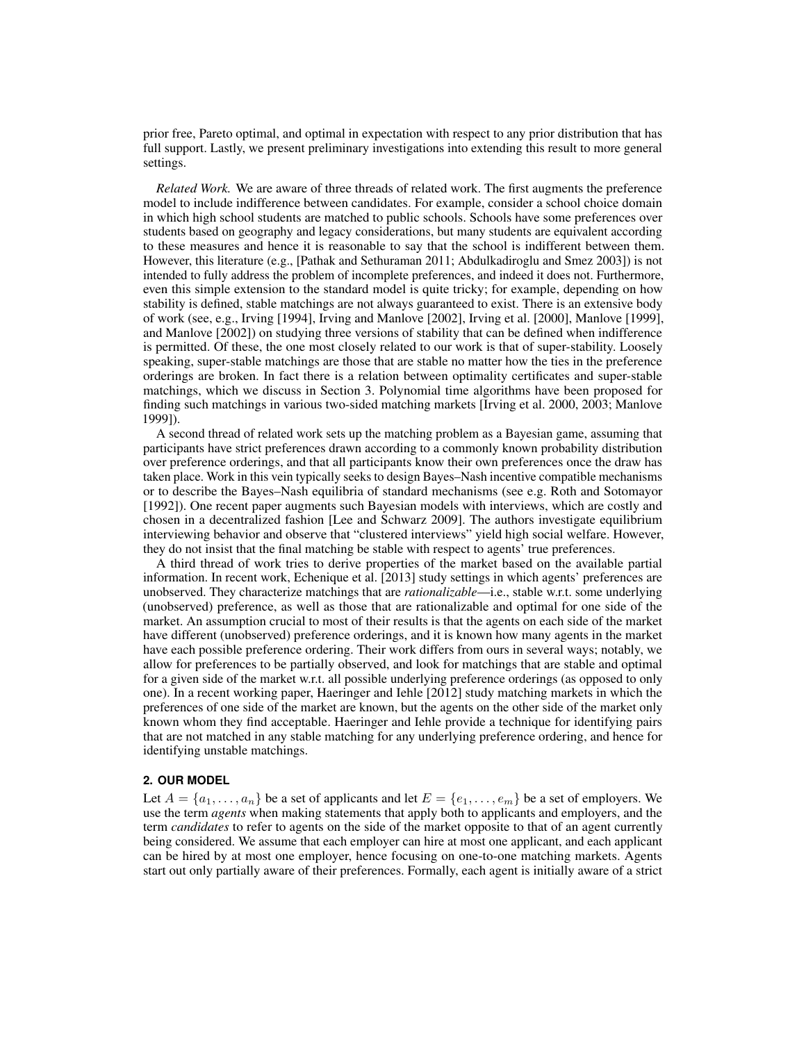prior free, Pareto optimal, and optimal in expectation with respect to any prior distribution that has full support. Lastly, we present preliminary investigations into extending this result to more general settings.

*Related Work.* We are aware of three threads of related work. The first augments the preference model to include indifference between candidates. For example, consider a school choice domain in which high school students are matched to public schools. Schools have some preferences over students based on geography and legacy considerations, but many students are equivalent according to these measures and hence it is reasonable to say that the school is indifferent between them. However, this literature (e.g., [Pathak and Sethuraman 2011; Abdulkadiroglu and Smez 2003]) is not intended to fully address the problem of incomplete preferences, and indeed it does not. Furthermore, even this simple extension to the standard model is quite tricky; for example, depending on how stability is defined, stable matchings are not always guaranteed to exist. There is an extensive body of work (see, e.g., Irving [1994], Irving and Manlove [2002], Irving et al. [2000], Manlove [1999], and Manlove [2002]) on studying three versions of stability that can be defined when indifference is permitted. Of these, the one most closely related to our work is that of super-stability. Loosely speaking, super-stable matchings are those that are stable no matter how the ties in the preference orderings are broken. In fact there is a relation between optimality certificates and super-stable matchings, which we discuss in Section 3. Polynomial time algorithms have been proposed for finding such matchings in various two-sided matching markets [Irving et al. 2000, 2003; Manlove 1999]).

A second thread of related work sets up the matching problem as a Bayesian game, assuming that participants have strict preferences drawn according to a commonly known probability distribution over preference orderings, and that all participants know their own preferences once the draw has taken place. Work in this vein typically seeks to design Bayes–Nash incentive compatible mechanisms or to describe the Bayes–Nash equilibria of standard mechanisms (see e.g. Roth and Sotomayor [1992]). One recent paper augments such Bayesian models with interviews, which are costly and chosen in a decentralized fashion [Lee and Schwarz 2009]. The authors investigate equilibrium interviewing behavior and observe that "clustered interviews" yield high social welfare. However, they do not insist that the final matching be stable with respect to agents' true preferences.

A third thread of work tries to derive properties of the market based on the available partial information. In recent work, Echenique et al. [2013] study settings in which agents' preferences are unobserved. They characterize matchings that are *rationalizable*—i.e., stable w.r.t. some underlying (unobserved) preference, as well as those that are rationalizable and optimal for one side of the market. An assumption crucial to most of their results is that the agents on each side of the market have different (unobserved) preference orderings, and it is known how many agents in the market have each possible preference ordering. Their work differs from ours in several ways; notably, we allow for preferences to be partially observed, and look for matchings that are stable and optimal for a given side of the market w.r.t. all possible underlying preference orderings (as opposed to only one). In a recent working paper, Haeringer and Iehle [2012] study matching markets in which the preferences of one side of the market are known, but the agents on the other side of the market only known whom they find acceptable. Haeringer and Iehle provide a technique for identifying pairs that are not matched in any stable matching for any underlying preference ordering, and hence for identifying unstable matchings.

## 2. OUR MODEL

Let $A = \{a_1, \ldots, a_n\}$ be a set of applicants and let $E = \{e_1, \ldots, e_m\}$ be a set of employers. We use the term *agents* when making statements that apply both to applicants and employers, and the term *candidates* to refer to agents on the side of the market opposite to that of an agent currently being considered. We assume that each employer can hire at most one applicant, and each applicant can be hired by at most one employer, hence focusing on one-to-one matching markets. Agents start out only partially aware of their preferences. Formally, each agent is initially aware of a strict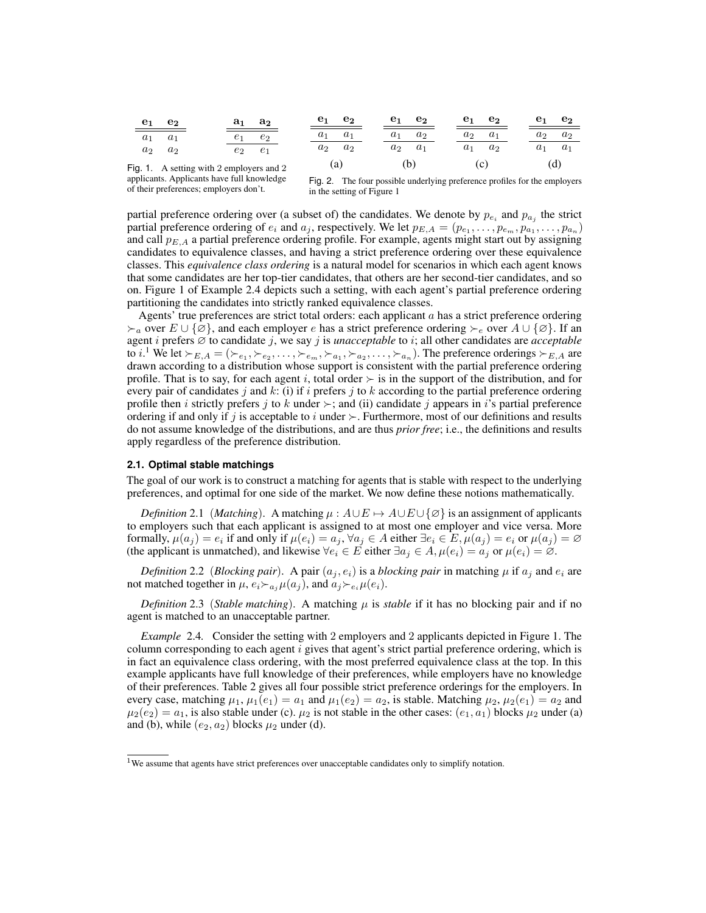| $\mathbf{e_1}$ | $\mathbf{e_2}$ |
|---|---|
| $a_1$ | $a_1$ |
| $a_2$ | $a_2$ |

| $\mathbf{a_1}$ | $\mathbf{a_2}$ |
|---|---|
| $e_1$ | $e_2$ |
| $e_2$ | $e_1$ |

Fig. 1. A setting with 2 employers and 2 applicants. Applicants have full knowledge of their preferences; employers don't.

(a)

| $\mathbf{e_1}$ | $\mathbf{e_2}$ |
|---|---|
| $a_1$ | $a_1$ |
| $a_2$ | $a_2$ |

(b)

| $\mathbf{e_1}$ | $\mathbf{e_2}$ |
|---|---|
| $a_1$ | $a_2$ |
| $a_2$ | $a_1$ |

(c)

| $\mathbf{e_1}$ | $\mathbf{e_2}$ |
|---|---|
| $a_2$ | $a_1$ |
| $a_1$ | $a_2$ |

(d)

| $\mathbf{e_1}$ | $\mathbf{e_2}$ |
|---|---|
| $a_2$ | $a_2$ |
| $a_1$ | $a_1$ |

Fig. 2. The four possible underlying preference profiles for the employers in the setting of Figure 1

partial preference ordering over (a subset of) the candidates. We denote by $p_{e_i}$ and $p_{a_j}$ the strict partial preference ordering of $e_i$ and $a_j$, respectively. We let $p_{E,A} = (p_{e_1}, \ldots, p_{e_m}, p_{a_1}, \ldots, p_{a_n})$ and call $p_{E,A}$ a partial preference ordering profile. For example, agents might start out by assigning candidates to equivalence classes, and having a strict preference ordering over these equivalence classes. This *equivalence class ordering* is a natural model for scenarios in which each agent knows that some candidates are her top-tier candidates, that others are her second-tier candidates, and so on. Figure 1 of Example 2.4 depicts such a setting, with each agent's partial preference ordering partitioning the candidates into strictly ranked equivalence classes.

Agents' true preferences are strict total orders: each applicant $a$ has a strict preference ordering $\succ_a$ over $E \cup \{\varnothing\}$, and each employer $e$ has a strict preference ordering $\succ_e$ over $A \cup \{\varnothing\}$. If an agent $i$ prefers $\varnothing$ to candidate $j$, we say $j$ is *unacceptable* to $i$; all other candidates are *acceptable* to $i$.[1] We let $\succ_{E,A} = (\succ_{e_1}, \succ_{e_2}, \ldots, \succ_{e_m}, \succ_{a_1}, \succ_{a_2}, \ldots, \succ_{a_n})$. The preference orderings $\succ_{E,A}$ are drawn according to a distribution whose support is consistent with the partial preference ordering profile. That is to say, for each agent $i$, total order $\succ$ is in the support of the distribution, and for every pair of candidates $j$ and $k$: (i) if $i$ prefers $j$ to $k$ according to the partial preference ordering profile then $i$ strictly prefers $j$ to $k$ under $\succ$; and (ii) candidate $j$ appears in $i$'s partial preference ordering if and only if $j$ is acceptable to $i$ under $\succ$. Furthermore, most of our definitions and results do not assume knowledge of the distributions, and are thus *prior free*; i.e., the definitions and results apply regardless of the preference distribution.

### 2.1. Optimal stable matchings

The goal of our work is to construct a matching for agents that is stable with respect to the underlying preferences, and optimal for one side of the market. We now define these notions mathematically.

*Definition* 2.1 (*Matching*). A matching $\mu : A \cup E \mapsto A \cup E \cup \{\varnothing\}$ is an assignment of applicants to employers such that each applicant is assigned to at most one employer and vice versa. More formally, $\mu(a_j) = e_i$ if and only if $\mu(e_i) = a_j$, $\forall a_j \in A$ either $\exists e_i \in E, \mu(a_j) = e_i$ or $\mu(a_j) = \varnothing$ (the applicant is unmatched), and likewise $\forall e_i \in E$ either $\exists a_j \in A, \mu(e_i) = a_j$ or $\mu(e_i) = \varnothing$.

*Definition* 2.2 (*Blocking pair*). A pair $(a_j, e_i)$ is a *blocking pair* in matching $\mu$ if $a_j$ and $e_i$ are not matched together in $\mu$, $e_i \succ_{a_j} \mu(a_j)$, and $a_j \succ_{e_i} \mu(e_i)$.

*Definition* 2.3 (*Stable matching*). A matching $\mu$ is *stable* if it has no blocking pair and if no agent is matched to an unacceptable partner.

*Example* 2.4. Consider the setting with 2 employers and 2 applicants depicted in Figure 1. The column corresponding to each agent $i$ gives that agent's strict partial preference ordering, which is in fact an equivalence class ordering, with the most preferred equivalence class at the top. In this example applicants have full knowledge of their preferences, while employers have no knowledge of their preferences. Table 2 gives all four possible strict preference orderings for the employers. In every case, matching $\mu_1$, $\mu_1(e_1) = a_1$ and $\mu_1(e_2) = a_2$, is stable. Matching $\mu_2$, $\mu_2(e_1) = a_2$ and $\mu_2(e_2) = a_1$, is also stable under (c). $\mu_2$ is not stable in the other cases: $(e_1, a_1)$ blocks $\mu_2$ under (a) and (b), while $(e_2, a_2)$ blocks $\mu_2$ under (d).

[1]We assume that agents have strict preferences over unacceptable candidates only to simplify notation.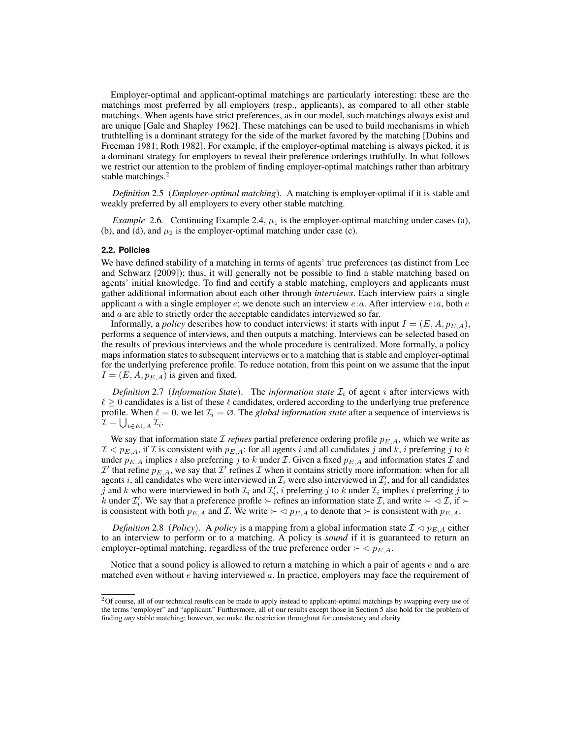Employer-optimal and applicant-optimal matchings are particularly interesting: these are the matchings most preferred by all employers (resp., applicants), as compared to all other stable matchings. When agents have strict preferences, as in our model, such matchings always exist and are unique [Gale and Shapley 1962]. These matchings can be used to build mechanisms in which truthtelling is a dominant strategy for the side of the market favored by the matching [Dubins and Freeman 1981; Roth 1982]. For example, if the employer-optimal matching is always picked, it is a dominant strategy for employers to reveal their preference orderings truthfully. In what follows we restrict our attention to the problem of finding employer-optimal matchings rather than arbitrary stable matchings.[2]

*Definition* 2.5 (*Employer-optimal matching*). A matching is employer-optimal if it is stable and weakly preferred by all employers to every other stable matching.

*Example* 2.6. Continuing Example 2.4, $\mu_1$ is the employer-optimal matching under cases (a), (b), and (d), and $\mu_2$ is the employer-optimal matching under case (c).

### 2.2. Policies

We have defined stability of a matching in terms of agents' true preferences (as distinct from Lee and Schwarz [2009]); thus, it will generally not be possible to find a stable matching based on agents' initial knowledge. To find and certify a stable matching, employers and applicants must gather additional information about each other through *interviews*. Each interview pairs a single applicant $a$ with a single employer $e$; we denote such an interview $e{:}a$. After interview $e{:}a$, both $e$ and $a$ are able to strictly order the acceptable candidates interviewed so far.

Informally, a *policy* describes how to conduct interviews: it starts with input $I = (E, A, p_{E,A})$, performs a sequence of interviews, and then outputs a matching. Interviews can be selected based on the results of previous interviews and the whole procedure is centralized. More formally, a policy maps information states to subsequent interviews or to a matching that is stable and employer-optimal for the underlying preference profile. To reduce notation, from this point on we assume that the input $I = (E, A, p_{E,A})$ is given and fixed.

*Definition* 2.7 (*Information State*). The *information state* $\mathcal{I}_i$ of agent $i$ after interviews with $\ell \geq 0$ candidates is a list of these $\ell$ candidates, ordered according to the underlying true preference profile. When $\ell = 0$, we let $\mathcal{I}_i = \varnothing$. The *global information state* after a sequence of interviews is $\mathcal{I} = \bigcup_{i \in E \cup A} \mathcal{I}_i$.

We say that information state $\mathcal{I}$ *refines* partial preference ordering profile $p_{E,A}$, which we write as $\mathcal{I} \lhd p_{E,A}$, if $\mathcal{I}$ is consistent with $p_{E,A}$: for all agents $i$ and all candidates $j$ and $k$, $i$ preferring $j$ to $k$ under $p_{E,A}$ implies $i$ also preferring $j$ to $k$ under $\mathcal{I}$. Given a fixed $p_{E,A}$ and information states $\mathcal{I}$ and $\mathcal{I}'$ that refine $p_{E,A}$, we say that $\mathcal{I}'$ refines $\mathcal{I}$ when it contains strictly more information: when for all agents $i$, all candidates who were interviewed in $\mathcal{I}_i$ were also interviewed in $\mathcal{I}'_i$, and for all candidates $j$ and $k$ who were interviewed in both $\mathcal{I}_i$ and $\mathcal{I}'_i$, $i$ preferring $j$ to $k$ under $\mathcal{I}_i$ implies $i$ preferring $j$ to $k$ under $\mathcal{I}'_i$. We say that a preference profile $\succ$ refines an information state $\mathcal{I}$, and write $\succ \lhd \mathcal{I}$, if $\succ$ is consistent with both $p_{E,A}$ and $\mathcal{I}$. We write $\succ \lhd p_{E,A}$ to denote that $\succ$ is consistent with $p_{E,A}$.

*Definition* 2.8 (*Policy*). A *policy* is a mapping from a global information state $\mathcal{I} \lhd p_{E,A}$ either to an interview to perform or to a matching. A policy is *sound* if it is guaranteed to return an employer-optimal matching, regardless of the true preference order $\succ \lhd p_{E,A}$.

Notice that a sound policy is allowed to return a matching in which a pair of agents $e$ and $a$ are matched even without $e$ having interviewed $a$. In practice, employers may face the requirement of

[2] Of course, all of our technical results can be made to apply instead to applicant-optimal matchings by swapping every use of the terms "employer" and "applicant." Furthermore, all of our results except those in Section 5 also hold for the problem of finding *any* stable matching; however, we make the restriction throughout for consistency and clarity.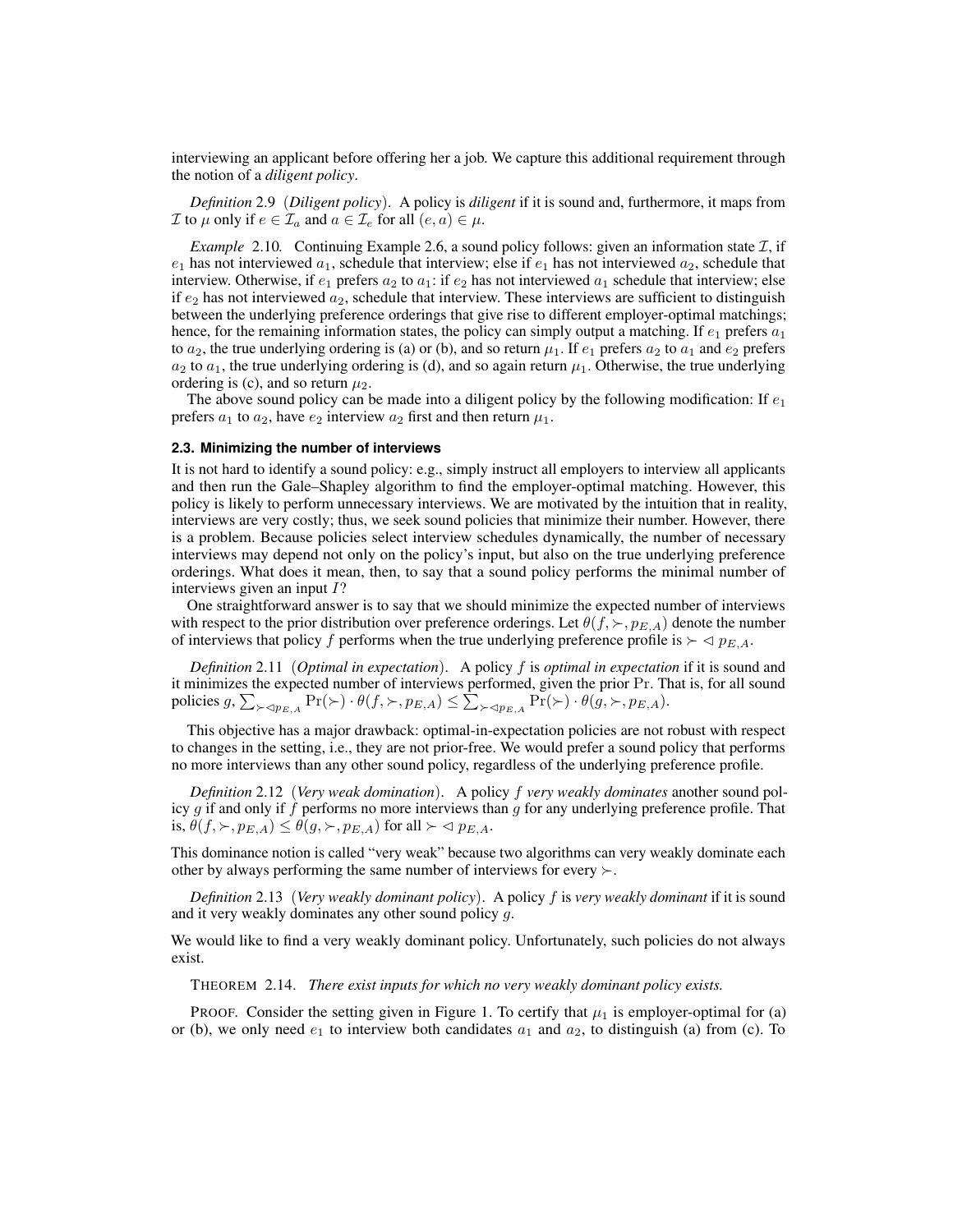interviewing an applicant before offering her a job. We capture this additional requirement through the notion of a *diligent policy*.

*Definition* 2.9 (*Diligent policy*). A policy is *diligent* if it is sound and, furthermore, it maps from $\mathcal{I}$ to $\mu$ only if $e \in \mathcal{I}_a$ and $a \in \mathcal{I}_e$ for all $(e, a) \in \mu$.

*Example* 2.10. Continuing Example 2.6, a sound policy follows: given an information state $\mathcal{I}$, if $e_1$ has not interviewed $a_1$, schedule that interview; else if $e_1$ has not interviewed $a_2$, schedule that interview. Otherwise, if $e_1$ prefers $a_2$ to $a_1$: if $e_2$ has not interviewed $a_1$ schedule that interview; else if $e_2$ has not interviewed $a_2$, schedule that interview. These interviews are sufficient to distinguish between the underlying preference orderings that give rise to different employer-optimal matchings; hence, for the remaining information states, the policy can simply output a matching. If $e_1$ prefers $a_1$ to $a_2$, the true underlying ordering is (a) or (b), and so return $\mu_1$. If $e_1$ prefers $a_2$ to $a_1$ and $e_2$ prefers $a_2$ to $a_1$, the true underlying ordering is (d), and so again return $\mu_1$. Otherwise, the true underlying ordering is (c), and so return $\mu_2$.

The above sound policy can be made into a diligent policy by the following modification: If $e_1$ prefers $a_1$ to $a_2$, have $e_2$ interview $a_2$ first and then return $\mu_1$.

### 2.3. Minimizing the number of interviews

It is not hard to identify a sound policy: e.g., simply instruct all employers to interview all applicants and then run the Gale–Shapley algorithm to find the employer-optimal matching. However, this policy is likely to perform unnecessary interviews. We are motivated by the intuition that in reality, interviews are very costly; thus, we seek sound policies that minimize their number. However, there is a problem. Because policies select interview schedules dynamically, the number of necessary interviews may depend not only on the policy's input, but also on the true underlying preference orderings. What does it mean, then, to say that a sound policy performs the minimal number of interviews given an input $I$?

One straightforward answer is to say that we should minimize the expected number of interviews with respect to the prior distribution over preference orderings. Let $\theta(f, \succ, p_{E,A})$ denote the number of interviews that policy $f$ performs when the true underlying preference profile is $\succ \lhd p_{E,A}$.

*Definition* 2.11 (*Optimal in expectation*). A policy $f$ is *optimal in expectation* if it is sound and it minimizes the expected number of interviews performed, given the prior $\Pr$. That is, for all sound policies $g$, $\sum_{\succ \lhd p_{E,A}} \Pr(\succ) \cdot \theta(f, \succ, p_{E,A}) \leq \sum_{\succ \lhd p_{E,A}} \Pr(\succ) \cdot \theta(g, \succ, p_{E,A})$.

This objective has a major drawback: optimal-in-expectation policies are not robust with respect to changes in the setting, i.e., they are not prior-free. We would prefer a sound policy that performs no more interviews than any other sound policy, regardless of the underlying preference profile.

*Definition* 2.12 (*Very weak domination*). A policy $f$ *very weakly dominates* another sound policy $g$ if and only if $f$ performs no more interviews than $g$ for any underlying preference profile. That is, $\theta(f, \succ, p_{E,A}) \leq \theta(g, \succ, p_{E,A})$ for all $\succ \lhd p_{E,A}$.

This dominance notion is called "very weak" because two algorithms can very weakly dominate each other by always performing the same number of interviews for every $\succ$.

*Definition* 2.13 (*Very weakly dominant policy*). A policy $f$ is *very weakly dominant* if it is sound and it very weakly dominates any other sound policy $g$.

We would like to find a very weakly dominant policy. Unfortunately, such policies do not always exist.

THEOREM 2.14. *There exist inputs for which no very weakly dominant policy exists.*

PROOF. Consider the setting given in Figure 1. To certify that $\mu_1$ is employer-optimal for (a) or (b), we only need $e_1$ to interview both candidates $a_1$ and $a_2$, to distinguish (a) from (c). To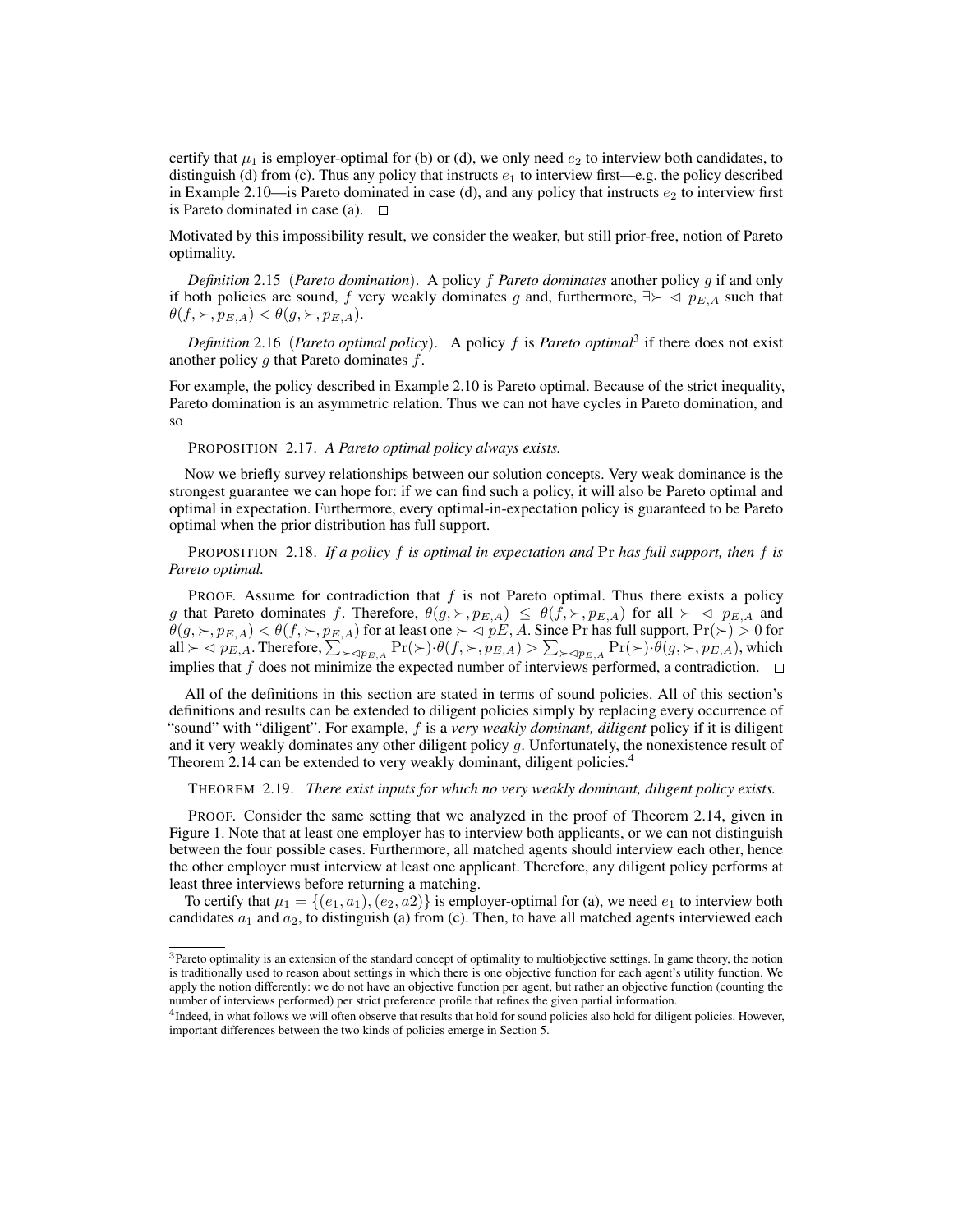certify that $\mu_1$ is employer-optimal for (b) or (d), we only need $e_2$ to interview both candidates, to distinguish (d) from (c). Thus any policy that instructs $e_1$ to interview first—e.g. the policy described in Example 2.10—is Pareto dominated in case (d), and any policy that instructs $e_2$ to interview first is Pareto dominated in case (a). □

Motivated by this impossibility result, we consider the weaker, but still prior-free, notion of Pareto optimality.

*Definition* 2.15 (*Pareto domination*). A policy $f$ *Pareto dominates* another policy $g$ if and only if both policies are sound, $f$ very weakly dominates $g$ and, furthermore, $\exists \succ \lhd p_{E,A}$ such that $\theta(f, \succ, p_{E,A}) < \theta(g, \succ, p_{E,A})$.

*Definition* 2.16 (*Pareto optimal policy*). A policy $f$ is *Pareto optimal*[3] if there does not exist another policy $g$ that Pareto dominates $f$.

For example, the policy described in Example 2.10 is Pareto optimal. Because of the strict inequality, Pareto domination is an asymmetric relation. Thus we can not have cycles in Pareto domination, and so

PROPOSITION 2.17. *A Pareto optimal policy always exists.*

Now we briefly survey relationships between our solution concepts. Very weak dominance is the strongest guarantee we can hope for: if we can find such a policy, it will also be Pareto optimal and optimal in expectation. Furthermore, every optimal-in-expectation policy is guaranteed to be Pareto optimal when the prior distribution has full support.

PROPOSITION 2.18. *If a policy $f$ is optimal in expectation and* $\Pr$ *has full support, then $f$ is Pareto optimal.*

PROOF. Assume for contradiction that $f$ is not Pareto optimal. Thus there exists a policy $g$ that Pareto dominates $f$. Therefore, $\theta(g, \succ, p_{E,A}) \leq \theta(f, \succ, p_{E,A})$ for all $\succ \lhd p_{E,A}$ and $\theta(g, \succ, p_{E,A}) < \theta(f, \succ, p_{E,A})$ for at least one $\succ \lhd pE, A$. Since $\Pr$ has full support, $\Pr(\succ) > 0$ for all $\succ \lhd p_{E,A}$. Therefore, $\sum_{\succ \lhd p_{E,A}} \Pr(\succ) \cdot \theta(f, \succ, p_{E,A}) > \sum_{\succ \lhd p_{E,A}} \Pr(\succ) \cdot \theta(g, \succ, p_{E,A})$, which implies that $f$ does not minimize the expected number of interviews performed, a contradiction. □

All of the definitions in this section are stated in terms of sound policies. All of this section's definitions and results can be extended to diligent policies simply by replacing every occurrence of "sound" with "diligent". For example, $f$ is a *very weakly dominant, diligent* policy if it is diligent and it very weakly dominates any other diligent policy $g$. Unfortunately, the nonexistence result of Theorem 2.14 can be extended to very weakly dominant, diligent policies.[4]

THEOREM 2.19. *There exist inputs for which no very weakly dominant, diligent policy exists.*

PROOF. Consider the same setting that we analyzed in the proof of Theorem 2.14, given in Figure 1. Note that at least one employer has to interview both applicants, or we can not distinguish between the four possible cases. Furthermore, all matched agents should interview each other, hence the other employer must interview at least one applicant. Therefore, any diligent policy performs at least three interviews before returning a matching.

To certify that $\mu_1 = \{(e_1, a_1), (e_2, a2)\}$ is employer-optimal for (a), we need $e_1$ to interview both candidates $a_1$ and $a_2$, to distinguish (a) from (c). Then, to have all matched agents interviewed each

[3]Pareto optimality is an extension of the standard concept of optimality to multiobjective settings. In game theory, the notion is traditionally used to reason about settings in which there is one objective function for each agent's utility function. We apply the notion differently: we do not have an objective function per agent, but rather an objective function (counting the number of interviews performed) per strict preference profile that refines the given partial information.

[4]Indeed, in what follows we will often observe that results that hold for sound policies also hold for diligent policies. However, important differences between the two kinds of policies emerge in Section 5.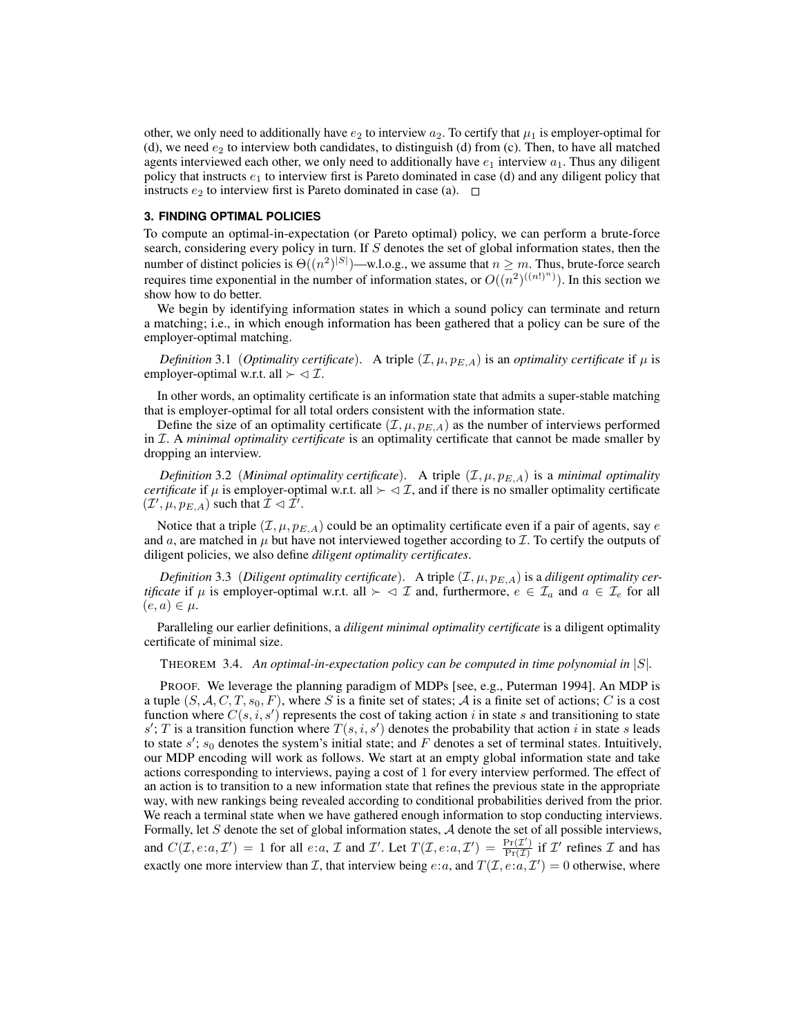other, we only need to additionally have $e_2$ to interview $a_2$. To certify that $\mu_1$ is employer-optimal for (d), we need $e_2$ to interview both candidates, to distinguish (d) from (c). Then, to have all matched agents interviewed each other, we only need to additionally have $e_1$ interview $a_1$. Thus any diligent policy that instructs $e_1$ to interview first is Pareto dominated in case (d) and any diligent policy that instructs $e_2$ to interview first is Pareto dominated in case (a). $\square$

### 3. FINDING OPTIMAL POLICIES

To compute an optimal-in-expectation (or Pareto optimal) policy, we can perform a brute-force search, considering every policy in turn. If $S$ denotes the set of global information states, then the number of distinct policies is $\Theta((n^2)^{|S|})$—w.l.o.g., we assume that $n \geq m$. Thus, brute-force search requires time exponential in the number of information states, or $O((n^2)^{((n!)^n)})$. In this section we show how to do better.

We begin by identifying information states in which a sound policy can terminate and return a matching; i.e., in which enough information has been gathered that a policy can be sure of the employer-optimal matching.

*Definition* 3.1 (*Optimality certificate*). A triple $(\mathcal{I}, \mu, p_{E,A})$ is an *optimality certificate* if $\mu$ is employer-optimal w.r.t. all $\succ \lhd \mathcal{I}$.

In other words, an optimality certificate is an information state that admits a super-stable matching that is employer-optimal for all total orders consistent with the information state.

Define the size of an optimality certificate $(\mathcal{I}, \mu, p_{E,A})$ as the number of interviews performed in $\mathcal{I}$. A *minimal optimality certificate* is an optimality certificate that cannot be made smaller by dropping an interview.

*Definition* 3.2 (*Minimal optimality certificate*). A triple $(\mathcal{I}, \mu, p_{E,A})$ is a *minimal optimality certificate* if $\mu$ is employer-optimal w.r.t. all $\succ \lhd \mathcal{I}$, and if there is no smaller optimality certificate $(\mathcal{I}', \mu, p_{E,A})$ such that $\mathcal{I} \lhd \mathcal{I}'$.

Notice that a triple $(\mathcal{I}, \mu, p_{E,A})$ could be an optimality certificate even if a pair of agents, say $e$ and $a$, are matched in $\mu$ but have not interviewed together according to $\mathcal{I}$. To certify the outputs of diligent policies, we also define *diligent optimality certificates*.

*Definition* 3.3 (*Diligent optimality certificate*). A triple $(\mathcal{I}, \mu, p_{E,A})$ is a *diligent optimality certificate* if $\mu$ is employer-optimal w.r.t. all $\succ \lhd \mathcal{I}$ and, furthermore, $e \in \mathcal{I}_a$ and $a \in \mathcal{I}_e$ for all $(e, a) \in \mu$.

Paralleling our earlier definitions, a *diligent minimal optimality certificate* is a diligent optimality certificate of minimal size.

THEOREM 3.4. *An optimal-in-expectation policy can be computed in time polynomial in $|S|$.*

PROOF. We leverage the planning paradigm of MDPs [see, e.g., Puterman 1994]. An MDP is a tuple $(S, \mathcal{A}, C, T, s_0, F)$, where $S$ is a finite set of states; $\mathcal{A}$ is a finite set of actions; $C$ is a cost function where $C(s, i, s')$ represents the cost of taking action $i$ in state $s$ and transitioning to state $s'$; $T$ is a transition function where $T(s, i, s')$ denotes the probability that action $i$ in state $s$ leads to state $s'$; $s_0$ denotes the system's initial state; and $F$ denotes a set of terminal states. Intuitively, our MDP encoding will work as follows. We start at an empty global information state and take actions corresponding to interviews, paying a cost of 1 for every interview performed. The effect of an action is to transition to a new information state that refines the previous state in the appropriate way, with new rankings being revealed according to conditional probabilities derived from the prior. We reach a terminal state when we have gathered enough information to stop conducting interviews. Formally, let $S$ denote the set of global information states, $\mathcal{A}$ denote the set of all possible interviews, and $C(\mathcal{I}, e{:}a, \mathcal{I}') = 1$ for all $e{:}a$, $\mathcal{I}$ and $\mathcal{I}'$. Let $T(\mathcal{I}, e{:}a, \mathcal{I}') = \frac{\Pr(\mathcal{I}')}{\Pr(\mathcal{I})}$ if $\mathcal{I}'$ refines $\mathcal{I}$ and has exactly one more interview than $\mathcal{I}$, that interview being $e{:}a$, and $T(\mathcal{I}, e{:}a, \mathcal{I}') = 0$ otherwise, where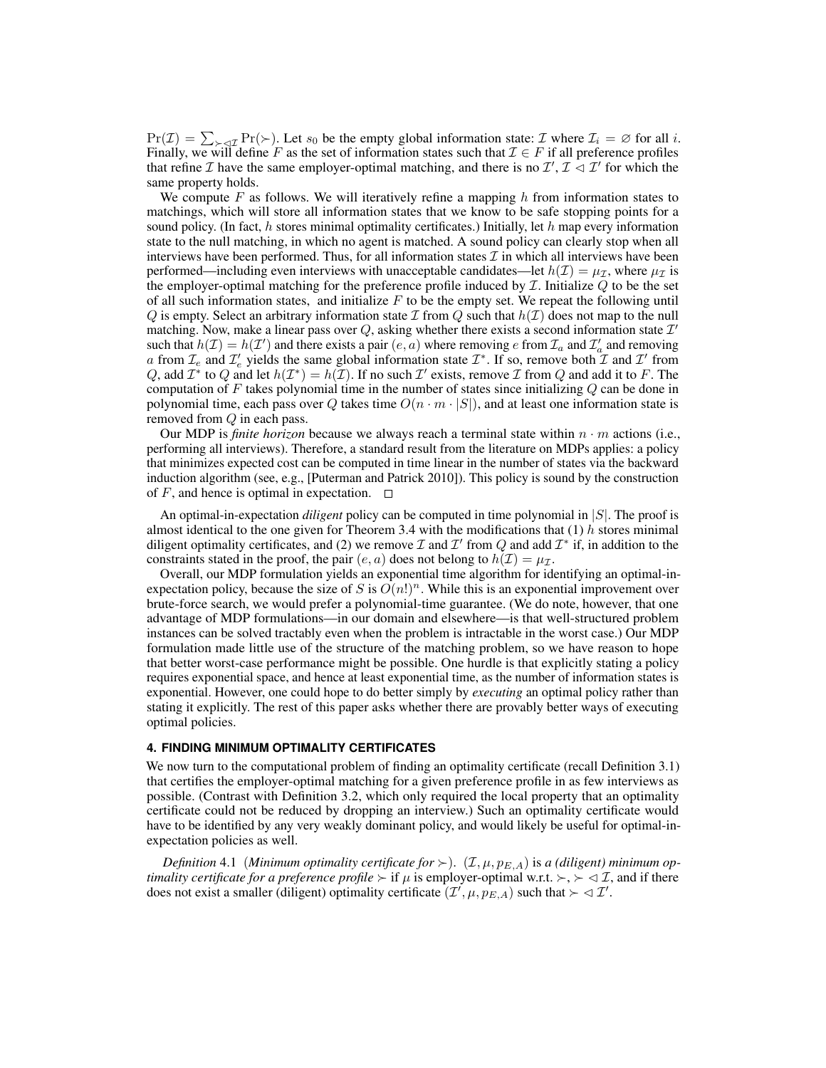$\Pr(\mathcal{I}) = \sum_{\succ \lhd \mathcal{I}} \Pr(\succ)$. Let $s_0$ be the empty global information state: $\mathcal{I}$ where $\mathcal{I}_i = \varnothing$ for all $i$. Finally, we will define $F$ as the set of information states such that $\mathcal{I} \in F$ if all preference profiles that refine $\mathcal{I}$ have the same employer-optimal matching, and there is no $\mathcal{I}', \mathcal{I} \lhd \mathcal{I}'$ for which the same property holds.

We compute $F$ as follows. We will iteratively refine a mapping $h$ from information states to matchings, which will store all information states that we know to be safe stopping points for a sound policy. (In fact, $h$ stores minimal optimality certificates.) Initially, let $h$ map every information state to the null matching, in which no agent is matched. A sound policy can clearly stop when all interviews have been performed. Thus, for all information states $\mathcal{I}$ in which all interviews have been performed—including even interviews with unacceptable candidates—let $h(\mathcal{I}) = \mu_{\mathcal{I}}$, where $\mu_{\mathcal{I}}$ is the employer-optimal matching for the preference profile induced by $\mathcal{I}$. Initialize $Q$ to be the set of all such information states, and initialize $F$ to be the empty set. We repeat the following until $Q$ is empty. Select an arbitrary information state $\mathcal{I}$ from $Q$ such that $h(\mathcal{I})$ does not map to the null matching. Now, make a linear pass over $Q$, asking whether there exists a second information state $\mathcal{I}'$ such that $h(\mathcal{I}) = h(\mathcal{I}')$ and there exists a pair $(e, a)$ where removing $e$ from $\mathcal{I}_a$ and $\mathcal{I}'_a$ and removing $a$ from $\mathcal{I}_e$ and $\mathcal{I}'_e$ yields the same global information state $\mathcal{I}^*$. If so, remove both $\mathcal{I}$ and $\mathcal{I}'$ from $Q$, add $\mathcal{I}^*$ to $Q$ and let $h(\mathcal{I}^*) = h(\mathcal{I})$. If no such $\mathcal{I}'$ exists, remove $\mathcal{I}$ from $Q$ and add it to $F$. The computation of $F$ takes polynomial time in the number of states since initializing $Q$ can be done in polynomial time, each pass over $Q$ takes time $O(n \cdot m \cdot |S|)$, and at least one information state is removed from $Q$ in each pass.

Our MDP is *finite horizon* because we always reach a terminal state within $n \cdot m$ actions (i.e., performing all interviews). Therefore, a standard result from the literature on MDPs applies: a policy that minimizes expected cost can be computed in time linear in the number of states via the backward induction algorithm (see, e.g., [Puterman and Patrick 2010]). This policy is sound by the construction of $F$, and hence is optimal in expectation. □

An optimal-in-expectation *diligent* policy can be computed in time polynomial in $|S|$. The proof is almost identical to the one given for Theorem 3.4 with the modifications that (1) $h$ stores minimal diligent optimality certificates, and (2) we remove $\mathcal{I}$ and $\mathcal{I}'$ from $Q$ and add $\mathcal{I}^*$ if, in addition to the constraints stated in the proof, the pair $(e, a)$ does not belong to $h(\mathcal{I}) = \mu_{\mathcal{I}}$.

Overall, our MDP formulation yields an exponential time algorithm for identifying an optimal-in-expectation policy, because the size of $S$ is $O(n!)^n$. While this is an exponential improvement over brute-force search, we would prefer a polynomial-time guarantee. (We do note, however, that one advantage of MDP formulations—in our domain and elsewhere—is that well-structured problem instances can be solved tractably even when the problem is intractable in the worst case.) Our MDP formulation made little use of the structure of the matching problem, so we have reason to hope that better worst-case performance might be possible. One hurdle is that explicitly stating a policy requires exponential space, and hence at least exponential time, as the number of information states is exponential. However, one could hope to do better simply by *executing* an optimal policy rather than stating it explicitly. The rest of this paper asks whether there are provably better ways of executing optimal policies.

## 4. FINDING MINIMUM OPTIMALITY CERTIFICATES

We now turn to the computational problem of finding an optimality certificate (recall Definition 3.1) that certifies the employer-optimal matching for a given preference profile in as few interviews as possible. (Contrast with Definition 3.2, which only required the local property that an optimality certificate could not be reduced by dropping an interview.) Such an optimality certificate would have to be identified by any very weakly dominant policy, and would likely be useful for optimal-in-expectation policies as well.

*Definition* 4.1 (*Minimum optimality certificate for* $\succ$). $(\mathcal{I}, \mu, p_{E,A})$ is *a (diligent) minimum optimality certificate for a preference profile* $\succ$ if $\mu$ is employer-optimal w.r.t. $\succ, \succ \lhd \mathcal{I}$, and if there does not exist a smaller (diligent) optimality certificate $(\mathcal{I}', \mu, p_{E,A})$ such that $\succ \lhd \mathcal{I}'$.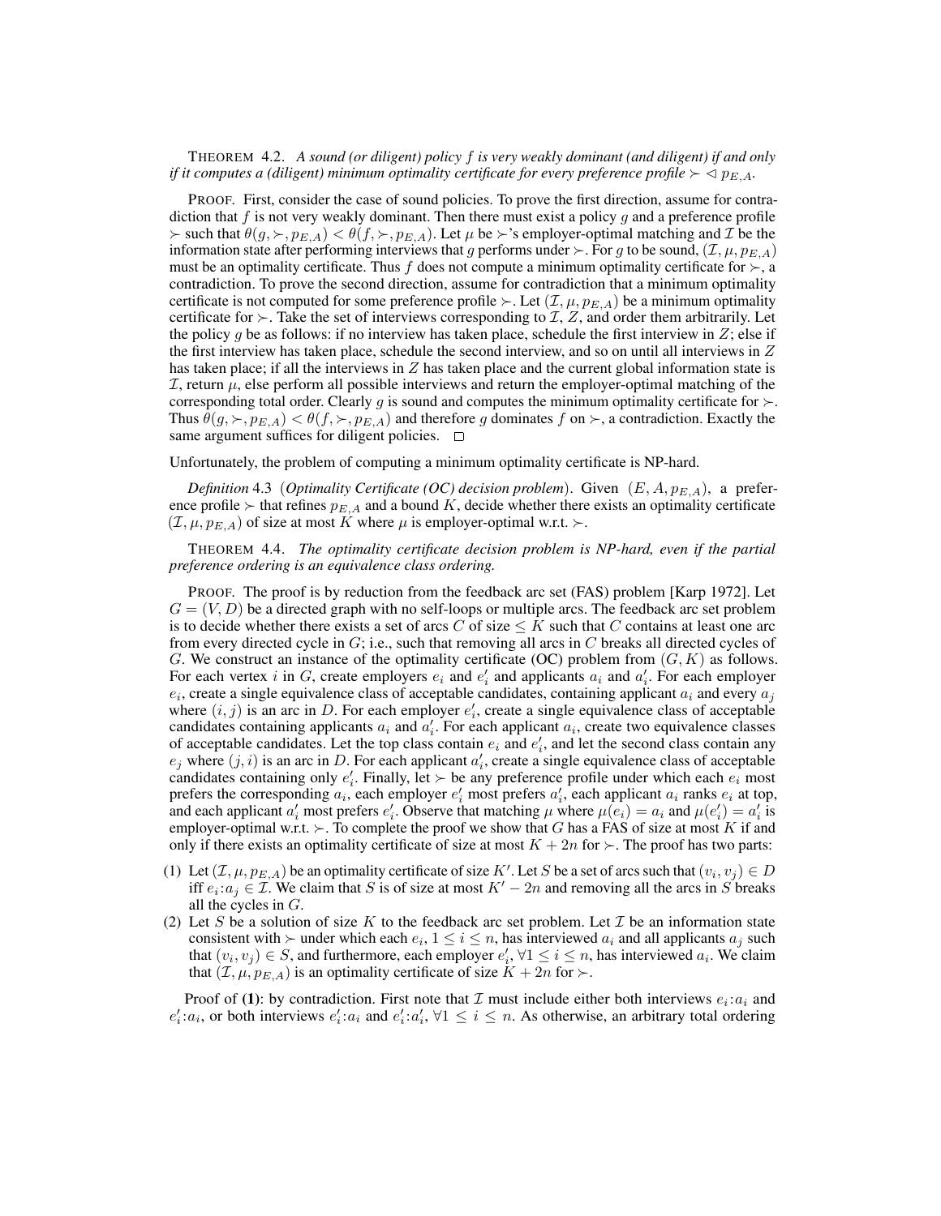THEOREM 4.2. *A sound (or diligent) policy $f$ is very weakly dominant (and diligent) if and only if it computes a (diligent) minimum optimality certificate for every preference profile $\succ \lhd p_{E,A}$.*

PROOF. First, consider the case of sound policies. To prove the first direction, assume for contradiction that $f$ is not very weakly dominant. Then there must exist a policy $g$ and a preference profile $\succ$ such that $\theta(g, \succ, p_{E,A}) < \theta(f, \succ, p_{E,A})$. Let $\mu$ be $\succ$'s employer-optimal matching and $\mathcal{I}$ be the information state after performing interviews that $g$ performs under $\succ$. For $g$ to be sound, $(\mathcal{I}, \mu, p_{E,A})$ must be an optimality certificate. Thus $f$ does not compute a minimum optimality certificate for $\succ$, a contradiction. To prove the second direction, assume for contradiction that a minimum optimality certificate is not computed for some preference profile $\succ$. Let $(\mathcal{I}, \mu, p_{E,A})$ be a minimum optimality certificate for $\succ$. Take the set of interviews corresponding to $\mathcal{I}$, $Z$, and order them arbitrarily. Let the policy $g$ be as follows: if no interview has taken place, schedule the first interview in $Z$; else if the first interview has taken place, schedule the second interview, and so on until all interviews in $Z$ has taken place; if all the interviews in $Z$ has taken place and the current global information state is $\mathcal{I}$, return $\mu$, else perform all possible interviews and return the employer-optimal matching of the corresponding total order. Clearly $g$ is sound and computes the minimum optimality certificate for $\succ$. Thus $\theta(g, \succ, p_{E,A}) < \theta(f, \succ, p_{E,A})$ and therefore $g$ dominates $f$ on $\succ$, a contradiction. Exactly the same argument suffices for diligent policies. $\square$

Unfortunately, the problem of computing a minimum optimality certificate is NP-hard.

*Definition* 4.3 (*Optimality Certificate (OC) decision problem*). Given $(E, A, p_{E,A})$, a preference profile $\succ$ that refines $p_{E,A}$ and a bound $K$, decide whether there exists an optimality certificate $(\mathcal{I}, \mu, p_{E,A})$ of size at most $K$ where $\mu$ is employer-optimal w.r.t. $\succ$.

THEOREM 4.4. *The optimality certificate decision problem is NP-hard, even if the partial preference ordering is an equivalence class ordering.*

PROOF. The proof is by reduction from the feedback arc set (FAS) problem [Karp 1972]. Let $G = (V, D)$ be a directed graph with no self-loops or multiple arcs. The feedback arc set problem is to decide whether there exists a set of arcs $C$ of size $\leq K$ such that $C$ contains at least one arc from every directed cycle in $G$; i.e., such that removing all arcs in $C$ breaks all directed cycles of $G$. We construct an instance of the optimality certificate (OC) problem from $(G, K)$ as follows. For each vertex $i$ in $G$, create employers $e_i$ and $e'_i$ and applicants $a_i$ and $a'_i$. For each employer $e_i$, create a single equivalence class of acceptable candidates, containing applicant $a_i$ and every $a_j$ where $(i, j)$ is an arc in $D$. For each employer $e'_i$, create a single equivalence class of acceptable candidates containing applicants $a_i$ and $a'_i$. For each applicant $a_i$, create two equivalence classes of acceptable candidates. Let the top class contain $e_i$ and $e'_i$, and let the second class contain any $e_j$ where $(j, i)$ is an arc in $D$. For each applicant $a'_i$, create a single equivalence class of acceptable candidates containing only $e'_i$. Finally, let $\succ$ be any preference profile under which each $e_i$ most prefers the corresponding $a_i$, each employer $e'_i$ most prefers $a'_i$, each applicant $a_i$ ranks $e_i$ at top, and each applicant $a'_i$ most prefers $e'_i$. Observe that matching $\mu$ where $\mu(e_i) = a_i$ and $\mu(e'_i) = a'_i$ is employer-optimal w.r.t. $\succ$. To complete the proof we show that $G$ has a FAS of size at most $K$ if and only if there exists an optimality certificate of size at most $K + 2n$ for $\succ$. The proof has two parts:

(1) Let $(\mathcal{I}, \mu, p_{E,A})$ be an optimality certificate of size $K'$. Let $S$ be a set of arcs such that $(v_i, v_j) \in D$ iff $e_i{:}a_j \in \mathcal{I}$. We claim that $S$ is of size at most $K' - 2n$ and removing all the arcs in $S$ breaks all the cycles in $G$.
(2) Let $S$ be a solution of size $K$ to the feedback arc set problem. Let $\mathcal{I}$ be an information state consistent with $\succ$ under which each $e_i$, $1 \leq i \leq n$, has interviewed $a_i$ and all applicants $a_j$ such that $(v_i, v_j) \in S$, and furthermore, each employer $e'_i$, $\forall 1 \leq i \leq n$, has interviewed $a_i$. We claim that $(\mathcal{I}, \mu, p_{E,A})$ is an optimality certificate of size $K + 2n$ for $\succ$.

Proof of **(1)**: by contradiction. First note that $\mathcal{I}$ must include either both interviews $e_i{:}a_i$ and $e'_i{:}a_i$, or both interviews $e'_i{:}a_i$ and $e'_i{:}a'_i$, $\forall 1 \leq i \leq n$. As otherwise, an arbitrary total ordering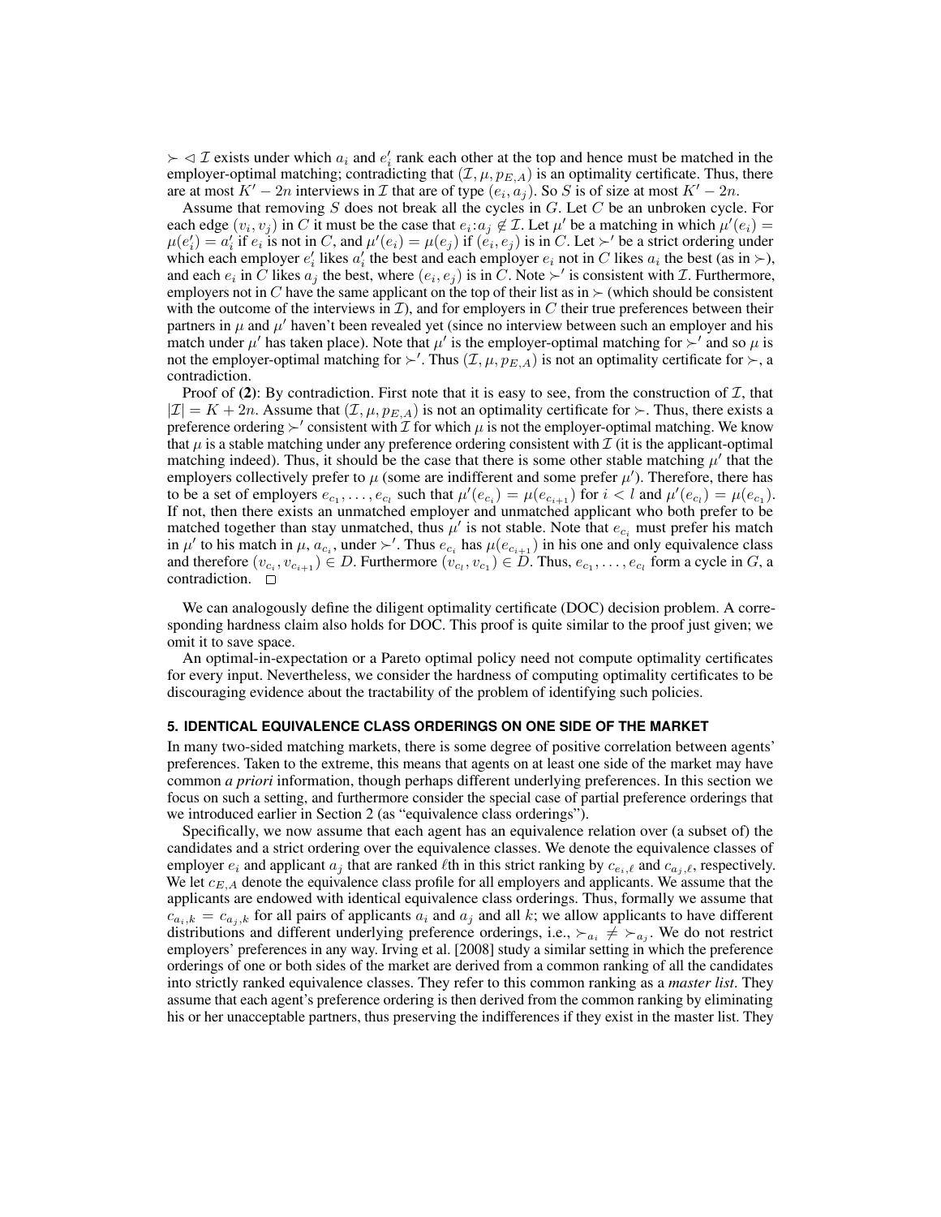$\succ \lhd \mathcal{I}$ exists under which $a_i$ and $e'_i$ rank each other at the top and hence must be matched in the employer-optimal matching; contradicting that $(\mathcal{I}, \mu, p_{E,A})$ is an optimality certificate. Thus, there are at most $K' - 2n$ interviews in $\mathcal{I}$ that are of type $(e_i, a_j)$. So $S$ is of size at most $K' - 2n$.

Assume that removing $S$ does not break all the cycles in $G$. Let $C$ be an unbroken cycle. For each edge $(v_i, v_j)$ in $C$ it must be the case that $e_i{:}a_j \notin \mathcal{I}$. Let $\mu'$ be a matching in which $\mu'(e_i) = \mu(e'_i) = a'_i$ if $e_i$ is not in $C$, and $\mu'(e_i) = \mu(e_j)$ if $(e_i, e_j)$ is in $C$. Let $\succ'$ be a strict ordering under which each employer $e'_i$ likes $a'_i$ the best and each employer $e_i$ not in $C$ likes $a_i$ the best (as in $\succ$), and each $e_i$ in $C$ likes $a_j$ the best, where $(e_i, e_j)$ is in $C$. Note $\succ'$ is consistent with $\mathcal{I}$. Furthermore, employers not in $C$ have the same applicant on the top of their list as in $\succ$ (which should be consistent with the outcome of the interviews in $\mathcal{I}$), and for employers in $C$ their true preferences between their partners in $\mu$ and $\mu'$ haven't been revealed yet (since no interview between such an employer and his match under $\mu'$ has taken place). Note that $\mu'$ is the employer-optimal matching for $\succ'$ and so $\mu$ is not the employer-optimal matching for $\succ'$. Thus $(\mathcal{I}, \mu, p_{E,A})$ is not an optimality certificate for $\succ$, a contradiction.

Proof of **(2)**: By contradiction. First note that it is easy to see, from the construction of $\mathcal{I}$, that $|\mathcal{I}| = K + 2n$. Assume that $(\mathcal{I}, \mu, p_{E,A})$ is not an optimality certificate for $\succ$. Thus, there exists a preference ordering $\succ'$ consistent with $\mathcal{I}$ for which $\mu$ is not the employer-optimal matching. We know that $\mu$ is a stable matching under any preference ordering consistent with $\mathcal{I}$ (it is the applicant-optimal matching indeed). Thus, it should be the case that there is some other stable matching $\mu'$ that the employers collectively prefer to $\mu$ (some are indifferent and some prefer $\mu'$). Therefore, there has to be a set of employers $e_{c_1}, \ldots, e_{c_l}$ such that $\mu'(e_{c_i}) = \mu(e_{c_{i+1}})$ for $i < l$ and $\mu'(e_{c_l}) = \mu(e_{c_1})$. If not, then there exists an unmatched employer and unmatched applicant who both prefer to be matched together than stay unmatched, thus $\mu'$ is not stable. Note that $e_{c_i}$ must prefer his match in $\mu'$ to his match in $\mu$, $a_{c_i}$, under $\succ'$. Thus $e_{c_i}$ has $\mu(e_{c_{i+1}})$ in his one and only equivalence class and therefore $(v_{c_i}, v_{c_{i+1}}) \in D$. Furthermore $(v_{c_l}, v_{c_1}) \in D$. Thus, $e_{c_1}, \ldots, e_{c_l}$ form a cycle in $G$, a contradiction. $\square$

We can analogously define the diligent optimality certificate (DOC) decision problem. A corresponding hardness claim also holds for DOC. This proof is quite similar to the proof just given; we omit it to save space.

An optimal-in-expectation or a Pareto optimal policy need not compute optimality certificates for every input. Nevertheless, we consider the hardness of computing optimality certificates to be discouraging evidence about the tractability of the problem of identifying such policies.

## 5. IDENTICAL EQUIVALENCE CLASS ORDERINGS ON ONE SIDE OF THE MARKET

In many two-sided matching markets, there is some degree of positive correlation between agents' preferences. Taken to the extreme, this means that agents on at least one side of the market may have common *a priori* information, though perhaps different underlying preferences. In this section we focus on such a setting, and furthermore consider the special case of partial preference orderings that we introduced earlier in Section 2 (as "equivalence class orderings").

Specifically, we now assume that each agent has an equivalence relation over (a subset of) the candidates and a strict ordering over the equivalence classes. We denote the equivalence classes of employer $e_i$ and applicant $a_j$ that are ranked $\ell$th in this strict ranking by $c_{e_i,\ell}$ and $c_{a_j,\ell}$, respectively. We let $c_{E,A}$ denote the equivalence class profile for all employers and applicants. We assume that the applicants are endowed with identical equivalence class orderings. Thus, formally we assume that $c_{a_i,k} = c_{a_j,k}$ for all pairs of applicants $a_i$ and $a_j$ and all $k$; we allow applicants to have different distributions and different underlying preference orderings, i.e., $\succ_{a_i} \neq \succ_{a_j}$. We do not restrict employers' preferences in any way. Irving et al. [2008] study a similar setting in which the preference orderings of one or both sides of the market are derived from a common ranking of all the candidates into strictly ranked equivalence classes. They refer to this common ranking as a *master list*. They assume that each agent's preference ordering is then derived from the common ranking by eliminating his or her unacceptable partners, thus preserving the indifferences if they exist in the master list. They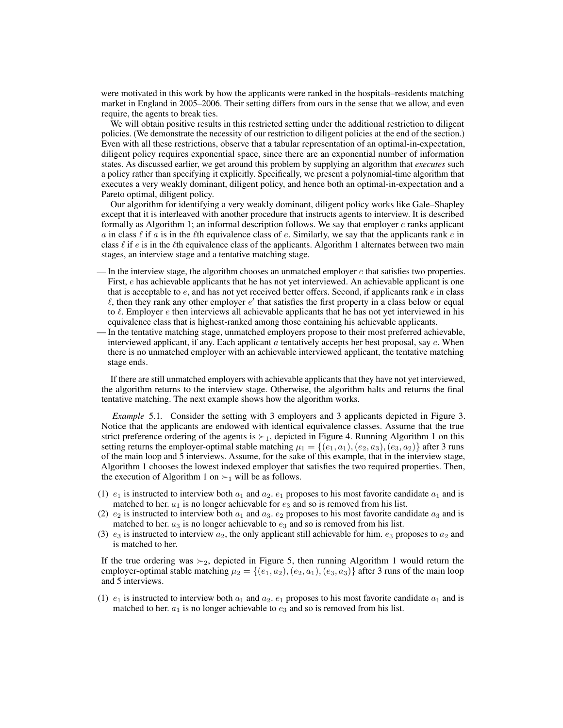were motivated in this work by how the applicants were ranked in the hospitals–residents matching market in England in 2005–2006. Their setting differs from ours in the sense that we allow, and even require, the agents to break ties.

We will obtain positive results in this restricted setting under the additional restriction to diligent policies. (We demonstrate the necessity of our restriction to diligent policies at the end of the section.) Even with all these restrictions, observe that a tabular representation of an optimal-in-expectation, diligent policy requires exponential space, since there are an exponential number of information states. As discussed earlier, we get around this problem by supplying an algorithm that *executes* such a policy rather than specifying it explicitly. Specifically, we present a polynomial-time algorithm that executes a very weakly dominant, diligent policy, and hence both an optimal-in-expectation and a Pareto optimal, diligent policy.

Our algorithm for identifying a very weakly dominant, diligent policy works like Gale–Shapley except that it is interleaved with another procedure that instructs agents to interview. It is described formally as Algorithm 1; an informal description follows. We say that employer $e$ ranks applicant $a$ in class $\ell$ if $a$ is in the $\ell$th equivalence class of $e$. Similarly, we say that the applicants rank $e$ in class $\ell$ if $e$ is in the $\ell$th equivalence class of the applicants. Algorithm 1 alternates between two main stages, an interview stage and a tentative matching stage.

— In the interview stage, the algorithm chooses an unmatched employer $e$ that satisfies two properties. First, $e$ has achievable applicants that he has not yet interviewed. An achievable applicant is one that is acceptable to $e$, and has not yet received better offers. Second, if applicants rank $e$ in class $\ell$, then they rank any other employer $e'$ that satisfies the first property in a class below or equal to $\ell$. Employer $e$ then interviews all achievable applicants that he has not yet interviewed in his equivalence class that is highest-ranked among those containing his achievable applicants.

— In the tentative matching stage, unmatched employers propose to their most preferred achievable, interviewed applicant, if any. Each applicant $a$ tentatively accepts her best proposal, say $e$. When there is no unmatched employer with an achievable interviewed applicant, the tentative matching stage ends.

If there are still unmatched employers with achievable applicants that they have not yet interviewed, the algorithm returns to the interview stage. Otherwise, the algorithm halts and returns the final tentative matching. The next example shows how the algorithm works.

*Example* 5.1. Consider the setting with 3 employers and 3 applicants depicted in Figure 3. Notice that the applicants are endowed with identical equivalence classes. Assume that the true strict preference ordering of the agents is $\succ_1$, depicted in Figure 4. Running Algorithm 1 on this setting returns the employer-optimal stable matching $\mu_1 = \{(e_1, a_1), (e_2, a_3), (e_3, a_2)\}$ after 3 runs of the main loop and 5 interviews. Assume, for the sake of this example, that in the interview stage, Algorithm 1 chooses the lowest indexed employer that satisfies the two required properties. Then, the execution of Algorithm 1 on $\succ_1$ will be as follows.

(1) $e_1$ is instructed to interview both $a_1$ and $a_2$. $e_1$ proposes to his most favorite candidate $a_1$ and is matched to her. $a_1$ is no longer achievable for $e_3$ and so is removed from his list.
(2) $e_2$ is instructed to interview both $a_1$ and $a_3$. $e_2$ proposes to his most favorite candidate $a_3$ and is matched to her. $a_3$ is no longer achievable to $e_3$ and so is removed from his list.
(3) $e_3$ is instructed to interview $a_2$, the only applicant still achievable for him. $e_3$ proposes to $a_2$ and is matched to her.

If the true ordering was $\succ_2$, depicted in Figure 5, then running Algorithm 1 would return the employer-optimal stable matching $\mu_2 = \{(e_1, a_2), (e_2, a_1), (e_3, a_3)\}$ after 3 runs of the main loop and 5 interviews.

(1) $e_1$ is instructed to interview both $a_1$ and $a_2$. $e_1$ proposes to his most favorite candidate $a_1$ and is matched to her. $a_1$ is no longer achievable to $e_3$ and so is removed from his list.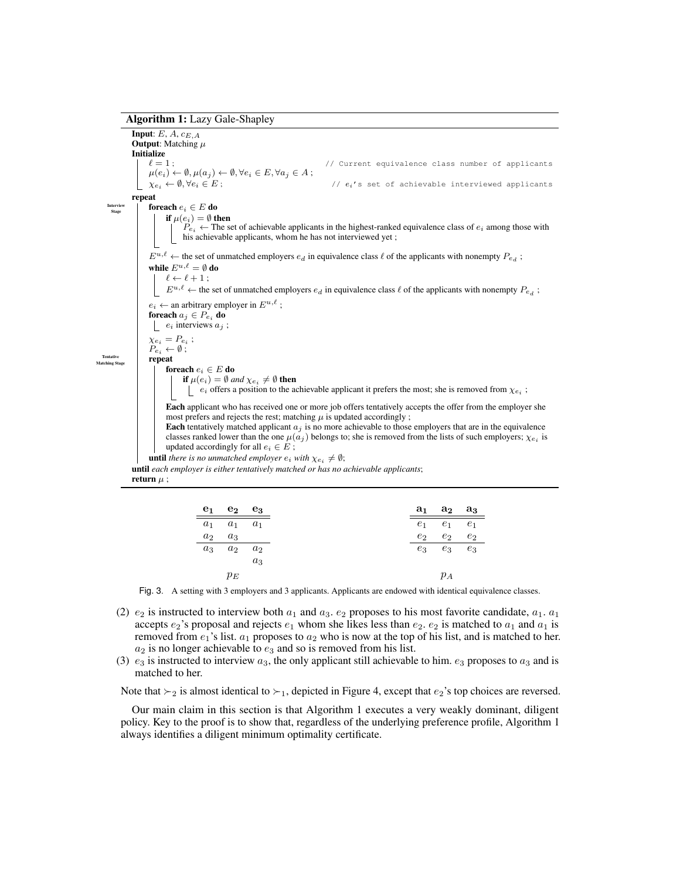**Algorithm 1:** Lazy Gale-Shapley

```
Input: E, A, c_{E,A}
Output: Matching μ
Initialize
    ℓ = 1 ;                                              // Current equivalence class number of applicants
    μ(e_i) ← ∅, μ(a_j) ← ∅, ∀e_i ∈ E, ∀a_j ∈ A ;
    χ_{e_i} ← ∅, ∀e_i ∈ E ;                              // e_i's set of achievable interviewed applicants
repeat
  [Interview Stage]
    foreach e_i ∈ E do
        if μ(e_i) = ∅ then
            P_{e_i} ← The set of achievable applicants in the highest-ranked equivalence class of e_i among those with
                      his achievable applicants, whom he has not interviewed yet ;
    E^{u,ℓ} ← the set of unmatched employers e_d in equivalence class ℓ of the applicants with nonempty P_{e_d} ;
    while E^{u,ℓ} = ∅ do
        ℓ ← ℓ + 1 ;
        E^{u,ℓ} ← the set of unmatched employers e_d in equivalence class ℓ of the applicants with nonempty P_{e_d} ;
    e_i ← an arbitrary employer in E^{u,ℓ} ;
    foreach a_j ∈ P_{e_i} do
        e_i interviews a_j ;
    χ_{e_i} = P_{e_i} ;
    P_{e_i} ← ∅ ;
  [Tentative Matching Stage]
    repeat
        foreach e_i ∈ E do
            if μ(e_i) = ∅ and χ_{e_i} ≠ ∅ then
                e_i offers a position to the achievable applicant it prefers the most; she is removed from χ_{e_i} ;
        Each applicant who has received one or more job offers tentatively accepts the offer from the employer she
        most prefers and rejects the rest; matching μ is updated accordingly ;
        Each tentatively matched applicant a_j is no more achievable to those employers that are in the equivalence
        classes ranked lower than the one μ(a_j) belongs to; she is removed from the lists of such employers; χ_{e_i} is
        updated accordingly for all e_i ∈ E ;
    until there is no unmatched employer e_i with χ_{e_i} ≠ ∅;
until each employer is either tentatively matched or has no achievable applicants;
return μ ;
```

| $\mathbf{e_1}$ | $\mathbf{e_2}$ | $\mathbf{e_3}$ |
|---|---|---|
| $a_1$ | $a_1$ | $a_1$ |
| $a_2$ | $a_3$ | |
| $a_3$ | $a_2$ | $a_2$ |
| | | $a_3$ |

$p_E$

| $\mathbf{a_1}$ | $\mathbf{a_2}$ | $\mathbf{a_3}$ |
|---|---|---|
| $e_1$ | $e_1$ | $e_1$ |
| $e_2$ | $e_2$ | $e_2$ |
| $e_3$ | $e_3$ | $e_3$ |

$p_A$

Fig. 3. A setting with 3 employers and 3 applicants. Applicants are endowed with identical equivalence classes.

(2) $e_2$ is instructed to interview both $a_1$ and $a_3$. $e_2$ proposes to his most favorite candidate, $a_1$. $a_1$ accepts $e_2$'s proposal and rejects $e_1$ whom she likes less than $e_2$. $e_2$ is matched to $a_1$ and $a_1$ is removed from $e_1$'s list. $a_1$ proposes to $a_2$ who is now at the top of his list, and is matched to her. $a_2$ is no longer achievable to $e_3$ and so is removed from his list.

(3) $e_3$ is instructed to interview $a_3$, the only applicant still achievable to him. $e_3$ proposes to $a_3$ and is matched to her.

Note that $\succ_2$ is almost identical to $\succ_1$, depicted in Figure 4, except that $e_2$'s top choices are reversed.

Our main claim in this section is that Algorithm 1 executes a very weakly dominant, diligent policy. Key to the proof is to show that, regardless of the underlying preference profile, Algorithm 1 always identifies a diligent minimum optimality certificate.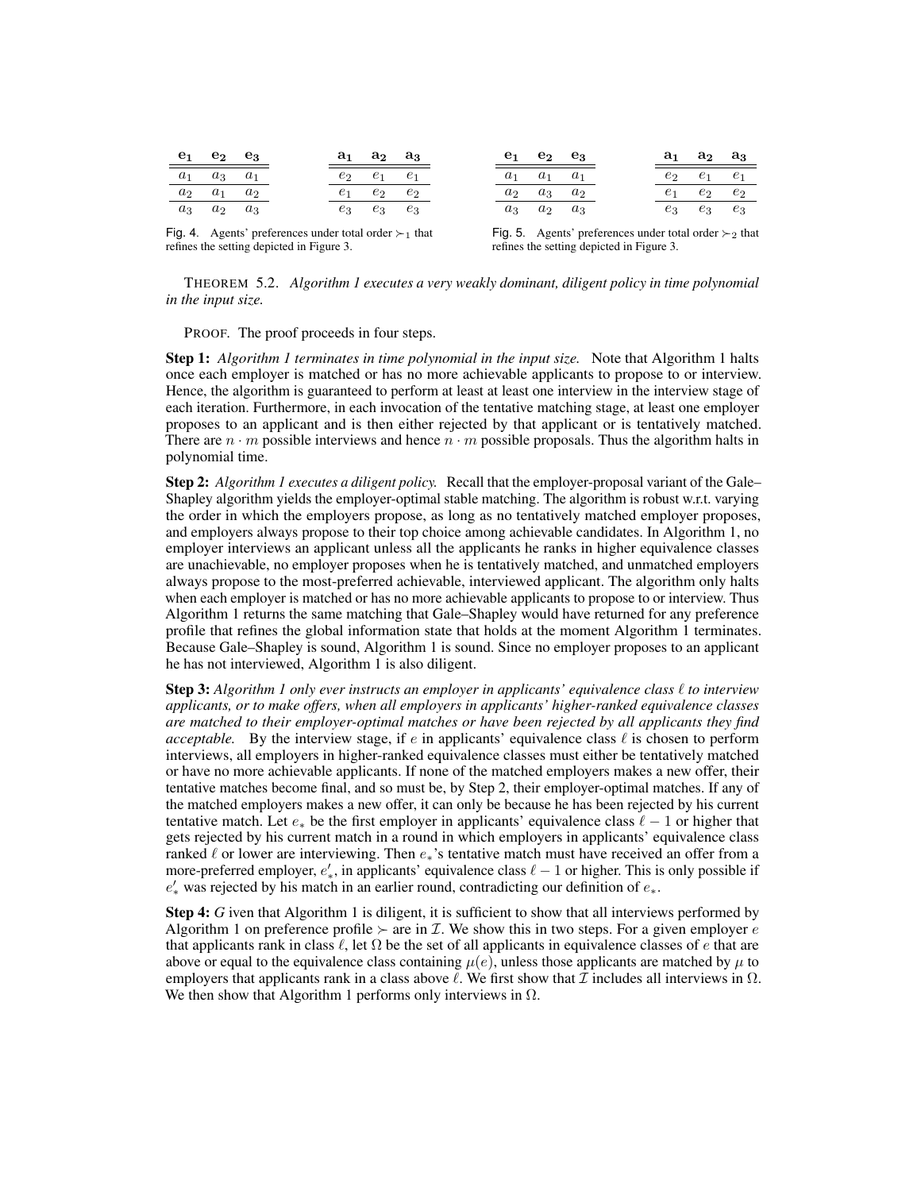| $e_1$ | $e_2$ | $e_3$ |
|---|---|---|
| $a_1$ | $a_3$ | $a_1$ |
| $a_2$ | $a_1$ | $a_2$ |
| $a_3$ | $a_2$ | $a_3$ |

| $a_1$ | $a_2$ | $a_3$ |
|---|---|---|
| $e_2$ | $e_1$ | $e_1$ |
| $e_1$ | $e_2$ | $e_2$ |
| $e_3$ | $e_3$ | $e_3$ |

Fig. 4. Agents' preferences under total order $\succ_1$ that refines the setting depicted in Figure 3.

| $e_1$ | $e_2$ | $e_3$ |
|---|---|---|
| $a_1$ | $a_1$ | $a_1$ |
| $a_2$ | $a_3$ | $a_2$ |
| $a_3$ | $a_2$ | $a_3$ |

| $a_1$ | $a_2$ | $a_3$ |
|---|---|---|
| $e_2$ | $e_1$ | $e_1$ |
| $e_1$ | $e_2$ | $e_2$ |
| $e_3$ | $e_3$ | $e_3$ |

Fig. 5. Agents' preferences under total order $\succ_2$ that refines the setting depicted in Figure 3.

THEOREM 5.2. *Algorithm 1 executes a very weakly dominant, diligent policy in time polynomial in the input size.*

PROOF. The proof proceeds in four steps.

**Step 1:** *Algorithm 1 terminates in time polynomial in the input size.* Note that Algorithm 1 halts once each employer is matched or has no more achievable applicants to propose to or interview. Hence, the algorithm is guaranteed to perform at least at least one interview in the interview stage of each iteration. Furthermore, in each invocation of the tentative matching stage, at least one employer proposes to an applicant and is then either rejected by that applicant or is tentatively matched. There are $n \cdot m$ possible interviews and hence $n \cdot m$ possible proposals. Thus the algorithm halts in polynomial time.

**Step 2:** *Algorithm 1 executes a diligent policy.* Recall that the employer-proposal variant of the Gale–Shapley algorithm yields the employer-optimal stable matching. The algorithm is robust w.r.t. varying the order in which the employers propose, as long as no tentatively matched employer proposes, and employers always propose to their top choice among achievable candidates. In Algorithm 1, no employer interviews an applicant unless all the applicants he ranks in higher equivalence classes are unachievable, no employer proposes when he is tentatively matched, and unmatched employers always propose to the most-preferred achievable, interviewed applicant. The algorithm only halts when each employer is matched or has no more achievable applicants to propose to or interview. Thus Algorithm 1 returns the same matching that Gale–Shapley would have returned for any preference profile that refines the global information state that holds at the moment Algorithm 1 terminates. Because Gale–Shapley is sound, Algorithm 1 is sound. Since no employer proposes to an applicant he has not interviewed, Algorithm 1 is also diligent.

**Step 3:** *Algorithm 1 only ever instructs an employer in applicants' equivalence class $\ell$ to interview applicants, or to make offers, when all employers in applicants' higher-ranked equivalence classes are matched to their employer-optimal matches or have been rejected by all applicants they find acceptable.* By the interview stage, if $e$ in applicants' equivalence class $\ell$ is chosen to perform interviews, all employers in higher-ranked equivalence classes must either be tentatively matched or have no more achievable applicants. If none of the matched employers makes a new offer, their tentative matches become final, and so must be, by Step 2, their employer-optimal matches. If any of the matched employers makes a new offer, it can only be because he has been rejected by his current tentative match. Let $e_*$ be the first employer in applicants' equivalence class $\ell - 1$ or higher that gets rejected by his current match in a round in which employers in applicants' equivalence class ranked $\ell$ or lower are interviewing. Then $e_*$'s tentative match must have received an offer from a more-preferred employer, $e'_*$, in applicants' equivalence class $\ell - 1$ or higher. This is only possible if $e'_*$ was rejected by his match in an earlier round, contradicting our definition of $e_*$.

**Step 4:** *G* iven that Algorithm 1 is diligent, it is sufficient to show that all interviews performed by Algorithm 1 on preference profile $\succ$ are in $\mathcal{I}$. We show this in two steps. For a given employer $e$ that applicants rank in class $\ell$, let $\Omega$ be the set of all applicants in equivalence classes of $e$ that are above or equal to the equivalence class containing $\mu(e)$, unless those applicants are matched by $\mu$ to employers that applicants rank in a class above $\ell$. We first show that $\mathcal{I}$ includes all interviews in $\Omega$. We then show that Algorithm 1 performs only interviews in $\Omega$.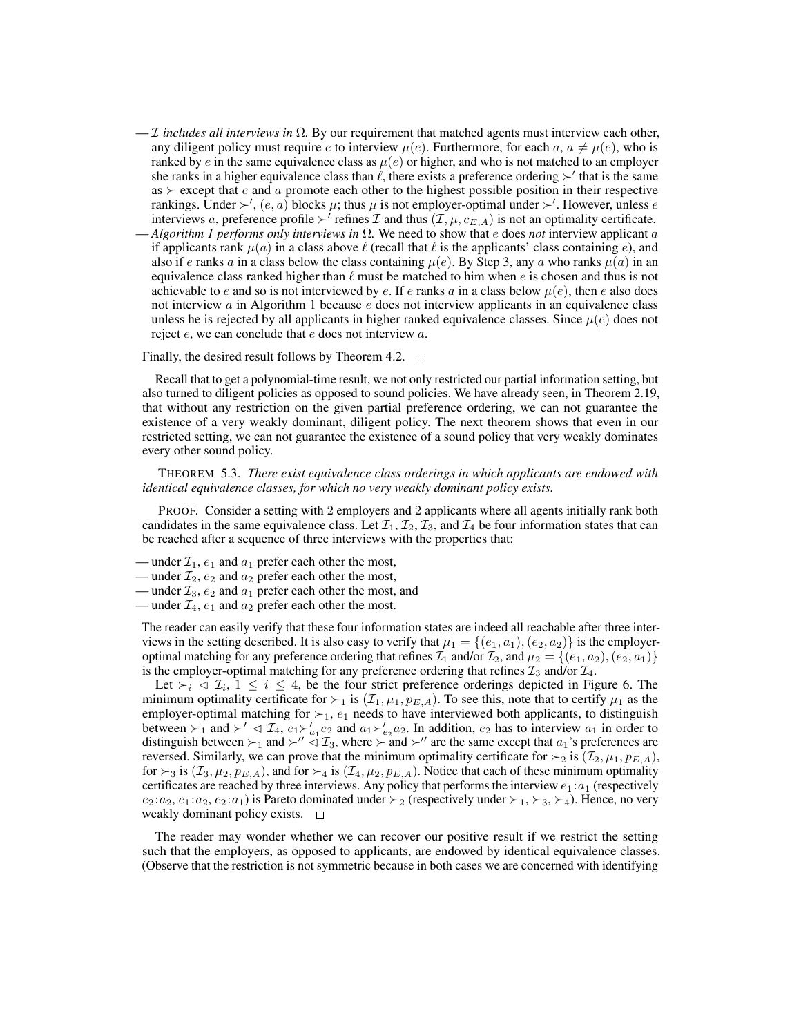— *$\mathcal{I}$ includes all interviews in $\Omega$.* By our requirement that matched agents must interview each other, any diligent policy must require $e$ to interview $\mu(e)$. Furthermore, for each $a$, $a \neq \mu(e)$, who is ranked by $e$ in the same equivalence class as $\mu(e)$ or higher, and who is not matched to an employer she ranks in a higher equivalence class than $\ell$, there exists a preference ordering $\succ'$ that is the same as $\succ$ except that $e$ and $a$ promote each other to the highest possible position in their respective rankings. Under $\succ'$, $(e, a)$ blocks $\mu$; thus $\mu$ is not employer-optimal under $\succ'$. However, unless $e$ interviews $a$, preference profile $\succ'$ refines $\mathcal{I}$ and thus $(\mathcal{I}, \mu, c_{E,A})$ is not an optimality certificate.

— *Algorithm 1 performs only interviews in $\Omega$.* We need to show that $e$ does *not* interview applicant $a$ if applicants rank $\mu(a)$ in a class above $\ell$ (recall that $\ell$ is the applicants' class containing $e$), and also if $e$ ranks $a$ in a class below the class containing $\mu(e)$. By Step 3, any $a$ who ranks $\mu(a)$ in an equivalence class ranked higher than $\ell$ must be matched to him when $e$ is chosen and thus is not achievable to $e$ and so is not interviewed by $e$. If $e$ ranks $a$ in a class below $\mu(e)$, then $e$ also does not interview $a$ in Algorithm 1 because $e$ does not interview applicants in an equivalence class unless he is rejected by all applicants in higher ranked equivalence classes. Since $\mu(e)$ does not reject $e$, we can conclude that $e$ does not interview $a$.

Finally, the desired result follows by Theorem 4.2. $\square$

Recall that to get a polynomial-time result, we not only restricted our partial information setting, but also turned to diligent policies as opposed to sound policies. We have already seen, in Theorem 2.19, that without any restriction on the given partial preference ordering, we can not guarantee the existence of a very weakly dominant, diligent policy. The next theorem shows that even in our restricted setting, we can not guarantee the existence of a sound policy that very weakly dominates every other sound policy.

THEOREM 5.3. *There exist equivalence class orderings in which applicants are endowed with identical equivalence classes, for which no very weakly dominant policy exists.*

PROOF. Consider a setting with 2 employers and 2 applicants where all agents initially rank both candidates in the same equivalence class. Let $\mathcal{I}_1$, $\mathcal{I}_2$, $\mathcal{I}_3$, and $\mathcal{I}_4$ be four information states that can be reached after a sequence of three interviews with the properties that:

— under $\mathcal{I}_1$, $e_1$ and $a_1$ prefer each other the most,
— under $\mathcal{I}_2$, $e_2$ and $a_2$ prefer each other the most,
— under $\mathcal{I}_3$, $e_2$ and $a_1$ prefer each other the most, and
— under $\mathcal{I}_4$, $e_1$ and $a_2$ prefer each other the most.

The reader can easily verify that these four information states are indeed all reachable after three interviews in the setting described. It is also easy to verify that $\mu_1 = \{(e_1, a_1), (e_2, a_2)\}$ is the employer-optimal matching for any preference ordering that refines $\mathcal{I}_1$ and/or $\mathcal{I}_2$, and $\mu_2 = \{(e_1, a_2), (e_2, a_1)\}$ is the employer-optimal matching for any preference ordering that refines $\mathcal{I}_3$ and/or $\mathcal{I}_4$.

Let $\succ_i \lhd \mathcal{I}_i$, $1 \leq i \leq 4$, be the four strict preference orderings depicted in Figure 6. The minimum optimality certificate for $\succ_1$ is $(\mathcal{I}_1, \mu_1, p_{E,A})$. To see this, note that to certify $\mu_1$ as the employer-optimal matching for $\succ_1$, $e_1$ needs to have interviewed both applicants, to distinguish between $\succ_1$ and $\succ' \lhd \mathcal{I}_4$, $e_1 \succ'_{a_1} e_2$ and $a_1 \succ'_{e_2} a_2$. In addition, $e_2$ has to interview $a_1$ in order to distinguish between $\succ_1$ and $\succ'' \lhd \mathcal{I}_3$, where $\succ$ and $\succ''$ are the same except that $a_1$'s preferences are reversed. Similarly, we can prove that the minimum optimality certificate for $\succ_2$ is $(\mathcal{I}_2, \mu_1, p_{E,A})$, for $\succ_3$ is $(\mathcal{I}_3, \mu_2, p_{E,A})$, and for $\succ_4$ is $(\mathcal{I}_4, \mu_2, p_{E,A})$. Notice that each of these minimum optimality certificates are reached by three interviews. Any policy that performs the interview $e_1 \!:\! a_1$ (respectively $e_2 \!:\! a_2$, $e_1 \!:\! a_2$, $e_2 \!:\! a_1$) is Pareto dominated under $\succ_2$ (respectively under $\succ_1$, $\succ_3$, $\succ_4$). Hence, no very weakly dominant policy exists. $\square$

The reader may wonder whether we can recover our positive result if we restrict the setting such that the employers, as opposed to applicants, are endowed by identical equivalence classes. (Observe that the restriction is not symmetric because in both cases we are concerned with identifying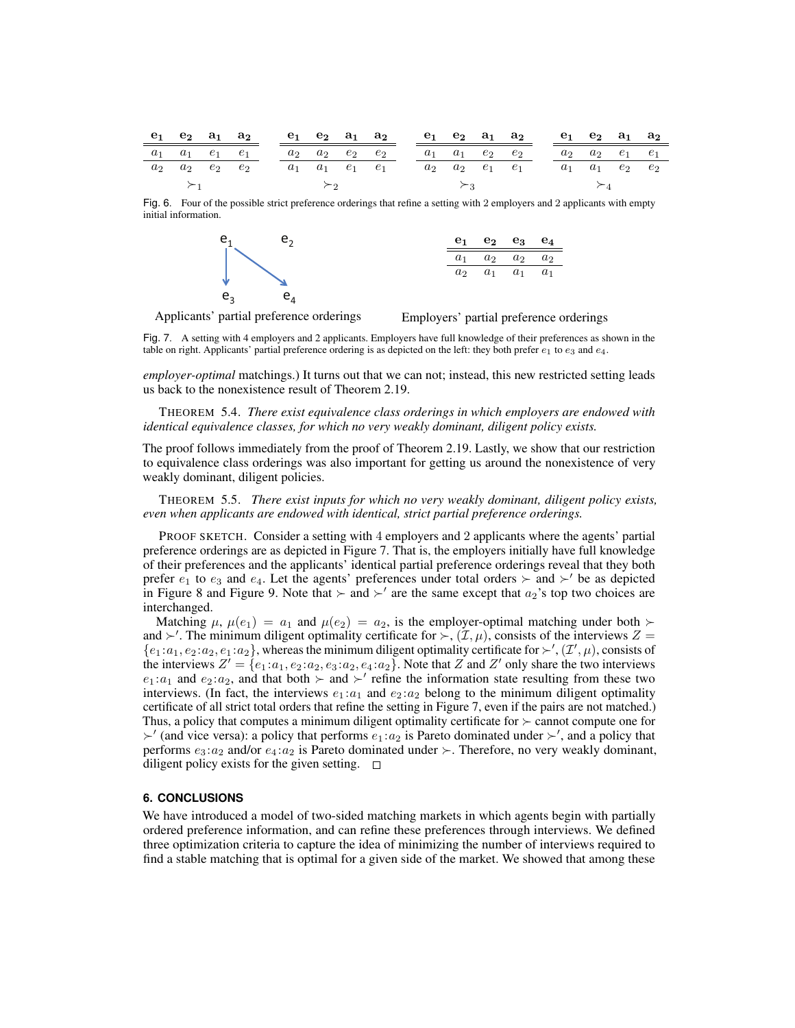| $\mathbf{e_1}$ | $\mathbf{e_2}$ | $\mathbf{a_1}$ | $\mathbf{a_2}$ |
|---|---|---|---|
| $a_1$ | $a_1$ | $e_1$ | $e_1$ |
| $a_2$ | $a_2$ | $e_2$ | $e_2$ |

$\succ_1$

| $\mathbf{e_1}$ | $\mathbf{e_2}$ | $\mathbf{a_1}$ | $\mathbf{a_2}$ |
|---|---|---|---|
| $a_2$ | $a_2$ | $e_2$ | $e_2$ |
| $a_1$ | $a_1$ | $e_1$ | $e_1$ |

$\succ_2$

| $\mathbf{e_1}$ | $\mathbf{e_2}$ | $\mathbf{a_1}$ | $\mathbf{a_2}$ |
|---|---|---|---|
| $a_1$ | $a_1$ | $e_2$ | $e_2$ |
| $a_2$ | $a_2$ | $e_1$ | $e_1$ |

$\succ_3$

| $\mathbf{e_1}$ | $\mathbf{e_2}$ | $\mathbf{a_1}$ | $\mathbf{a_2}$ |
|---|---|---|---|
| $a_2$ | $a_2$ | $e_1$ | $e_1$ |
| $a_1$ | $a_1$ | $e_2$ | $e_2$ |

$\succ_4$

Fig. 6. Four of the possible strict preference orderings that refine a setting with 2 employers and 2 applicants with empty initial information.

Applicants' partial preference orderings: $e_1 \to e_3$, $e_1 \to e_4$; $e_2$

| $\mathbf{e_1}$ | $\mathbf{e_2}$ | $\mathbf{e_3}$ | $\mathbf{e_4}$ |
|---|---|---|---|
| $a_1$ | $a_2$ | $a_2$ | $a_2$ |
| $a_2$ | $a_1$ | $a_1$ | $a_1$ |

Employers' partial preference orderings

Fig. 7. A setting with 4 employers and 2 applicants. Employers have full knowledge of their preferences as shown in the table on right. Applicants' partial preference ordering is as depicted on the left: they both prefer $e_1$ to $e_3$ and $e_4$.

*employer-optimal* matchings.) It turns out that we can not; instead, this new restricted setting leads us back to the nonexistence result of Theorem 2.19.

THEOREM 5.4. *There exist equivalence class orderings in which employers are endowed with identical equivalence classes, for which no very weakly dominant, diligent policy exists.*

The proof follows immediately from the proof of Theorem 2.19. Lastly, we show that our restriction to equivalence class orderings was also important for getting us around the nonexistence of very weakly dominant, diligent policies.

THEOREM 5.5. *There exist inputs for which no very weakly dominant, diligent policy exists, even when applicants are endowed with identical, strict partial preference orderings.*

PROOF SKETCH. Consider a setting with 4 employers and 2 applicants where the agents' partial preference orderings are as depicted in Figure 7. That is, the employers initially have full knowledge of their preferences and the applicants' identical partial preference orderings reveal that they both prefer $e_1$ to $e_3$ and $e_4$. Let the agents' preferences under total orders $\succ$ and $\succ'$ be as depicted in Figure 8 and Figure 9. Note that $\succ$ and $\succ'$ are the same except that $a_2$'s top two choices are interchanged.

Matching $\mu$, $\mu(e_1) = a_1$ and $\mu(e_2) = a_2$, is the employer-optimal matching under both $\succ$ and $\succ'$. The minimum diligent optimality certificate for $\succ$, $(\mathcal{I}, \mu)$, consists of the interviews $Z = \{e_1\!:\!a_1, e_2\!:\!a_2, e_1\!:\!a_2\}$, whereas the minimum diligent optimality certificate for $\succ'$, $(\mathcal{I}', \mu)$, consists of the interviews $Z' = \{e_1\!:\!a_1, e_2\!:\!a_2, e_3\!:\!a_2, e_4\!:\!a_2\}$. Note that $Z$ and $Z'$ only share the two interviews $e_1\!:\!a_1$ and $e_2\!:\!a_2$, and that both $\succ$ and $\succ'$ refine the information state resulting from these two interviews. (In fact, the interviews $e_1\!:\!a_1$ and $e_2\!:\!a_2$ belong to the minimum diligent optimality certificate of all strict total orders that refine the setting in Figure 7, even if the pairs are not matched.) Thus, a policy that computes a minimum diligent optimality certificate for $\succ$ cannot compute one for $\succ'$ (and vice versa): a policy that performs $e_1\!:\!a_2$ is Pareto dominated under $\succ'$, and a policy that performs $e_3\!:\!a_2$ and/or $e_4\!:\!a_2$ is Pareto dominated under $\succ$. Therefore, no very weakly dominant, diligent policy exists for the given setting. □

## 6. CONCLUSIONS

We have introduced a model of two-sided matching markets in which agents begin with partially ordered preference information, and can refine these preferences through interviews. We defined three optimization criteria to capture the idea of minimizing the number of interviews required to find a stable matching that is optimal for a given side of the market. We showed that among these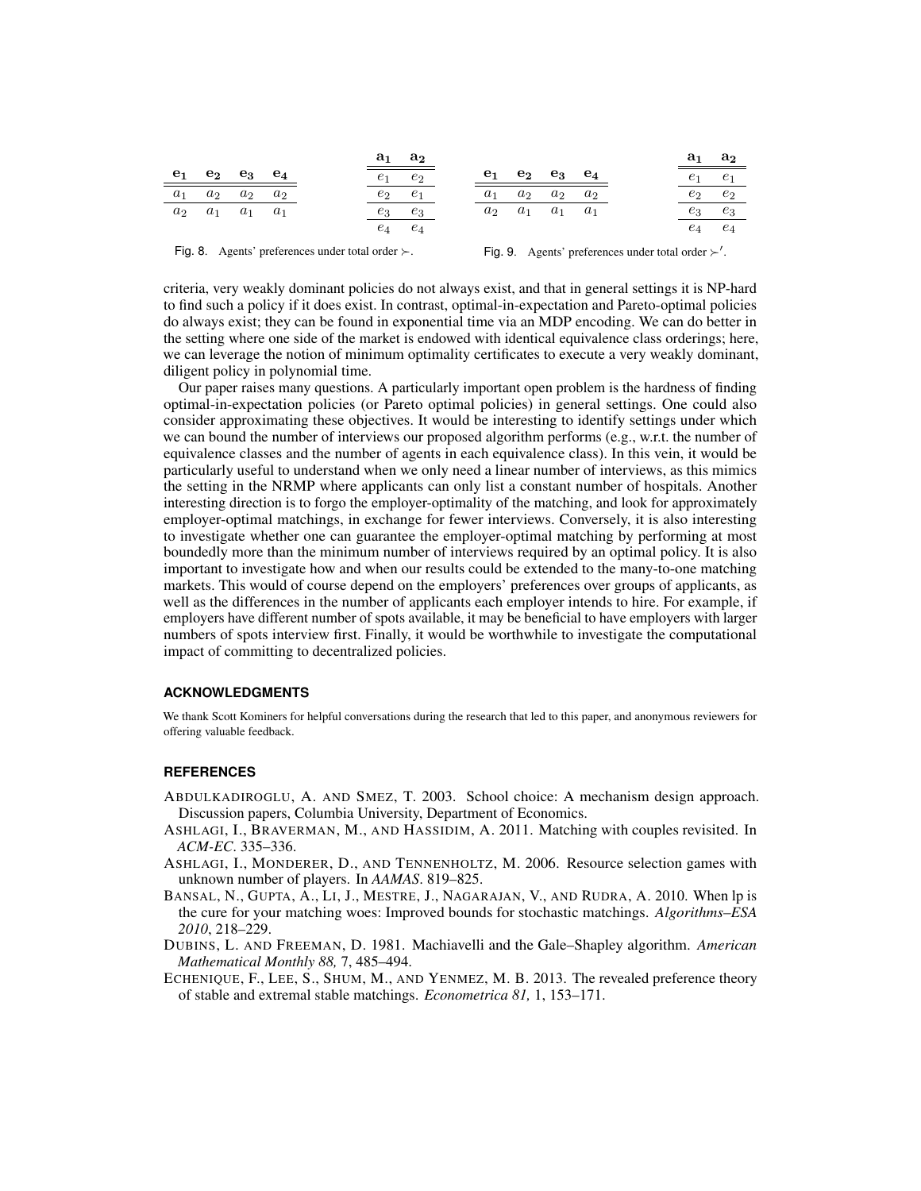| $\mathbf{e_1}$ | $\mathbf{e_2}$ | $\mathbf{e_3}$ | $\mathbf{e_4}$ |
|---|---|---|---|
| $a_1$ | $a_2$ | $a_2$ | $a_2$ |
| $a_2$ | $a_1$ | $a_1$ | $a_1$ |

| $\mathbf{a_1}$ | $\mathbf{a_2}$ |
|---|---|
| $e_1$ | $e_2$ |
| $e_2$ | $e_1$ |
| $e_3$ | $e_3$ |
| $e_4$ | $e_4$ |

Fig. 8. Agents' preferences under total order $\succ$.

| $\mathbf{e_1}$ | $\mathbf{e_2}$ | $\mathbf{e_3}$ | $\mathbf{e_4}$ |
|---|---|---|---|
| $a_1$ | $a_2$ | $a_2$ | $a_2$ |
| $a_2$ | $a_1$ | $a_1$ | $a_1$ |

| $\mathbf{a_1}$ | $\mathbf{a_2}$ |
|---|---|
| $e_1$ | $e_1$ |
| $e_2$ | $e_2$ |
| $e_3$ | $e_3$ |
| $e_4$ | $e_4$ |

Fig. 9. Agents' preferences under total order $\succ'$.

criteria, very weakly dominant policies do not always exist, and that in general settings it is NP-hard to find such a policy if it does exist. In contrast, optimal-in-expectation and Pareto-optimal policies do always exist; they can be found in exponential time via an MDP encoding. We can do better in the setting where one side of the market is endowed with identical equivalence class orderings; here, we can leverage the notion of minimum optimality certificates to execute a very weakly dominant, diligent policy in polynomial time.

Our paper raises many questions. A particularly important open problem is the hardness of finding optimal-in-expectation policies (or Pareto optimal policies) in general settings. One could also consider approximating these objectives. It would be interesting to identify settings under which we can bound the number of interviews our proposed algorithm performs (e.g., w.r.t. the number of equivalence classes and the number of agents in each equivalence class). In this vein, it would be particularly useful to understand when we only need a linear number of interviews, as this mimics the setting in the NRMP where applicants can only list a constant number of hospitals. Another interesting direction is to forgo the employer-optimality of the matching, and look for approximately employer-optimal matchings, in exchange for fewer interviews. Conversely, it is also interesting to investigate whether one can guarantee the employer-optimal matching by performing at most boundedly more than the minimum number of interviews required by an optimal policy. It is also important to investigate how and when our results could be extended to the many-to-one matching markets. This would of course depend on the employers' preferences over groups of applicants, as well as the differences in the number of applicants each employer intends to hire. For example, if employers have different number of spots available, it may be beneficial to have employers with larger numbers of spots interview first. Finally, it would be worthwhile to investigate the computational impact of committing to decentralized policies.

### ACKNOWLEDGMENTS

We thank Scott Kominers for helpful conversations during the research that led to this paper, and anonymous reviewers for offering valuable feedback.

### REFERENCES

ABDULKADIROGLU, A. AND SMEZ, T. 2003. School choice: A mechanism design approach. Discussion papers, Columbia University, Department of Economics.

ASHLAGI, I., BRAVERMAN, M., AND HASSIDIM, A. 2011. Matching with couples revisited. In *ACM-EC*. 335–336.

ASHLAGI, I., MONDERER, D., AND TENNENHOLTZ, M. 2006. Resource selection games with unknown number of players. In *AAMAS*. 819–825.

BANSAL, N., GUPTA, A., LI, J., MESTRE, J., NAGARAJAN, V., AND RUDRA, A. 2010. When lp is the cure for your matching woes: Improved bounds for stochastic matchings. *Algorithms–ESA 2010*, 218–229.

DUBINS, L. AND FREEMAN, D. 1981. Machiavelli and the Gale–Shapley algorithm. *American Mathematical Monthly 88,* 7, 485–494.

ECHENIQUE, F., LEE, S., SHUM, M., AND YENMEZ, M. B. 2013. The revealed preference theory of stable and extremal stable matchings. *Econometrica 81,* 1, 153–171.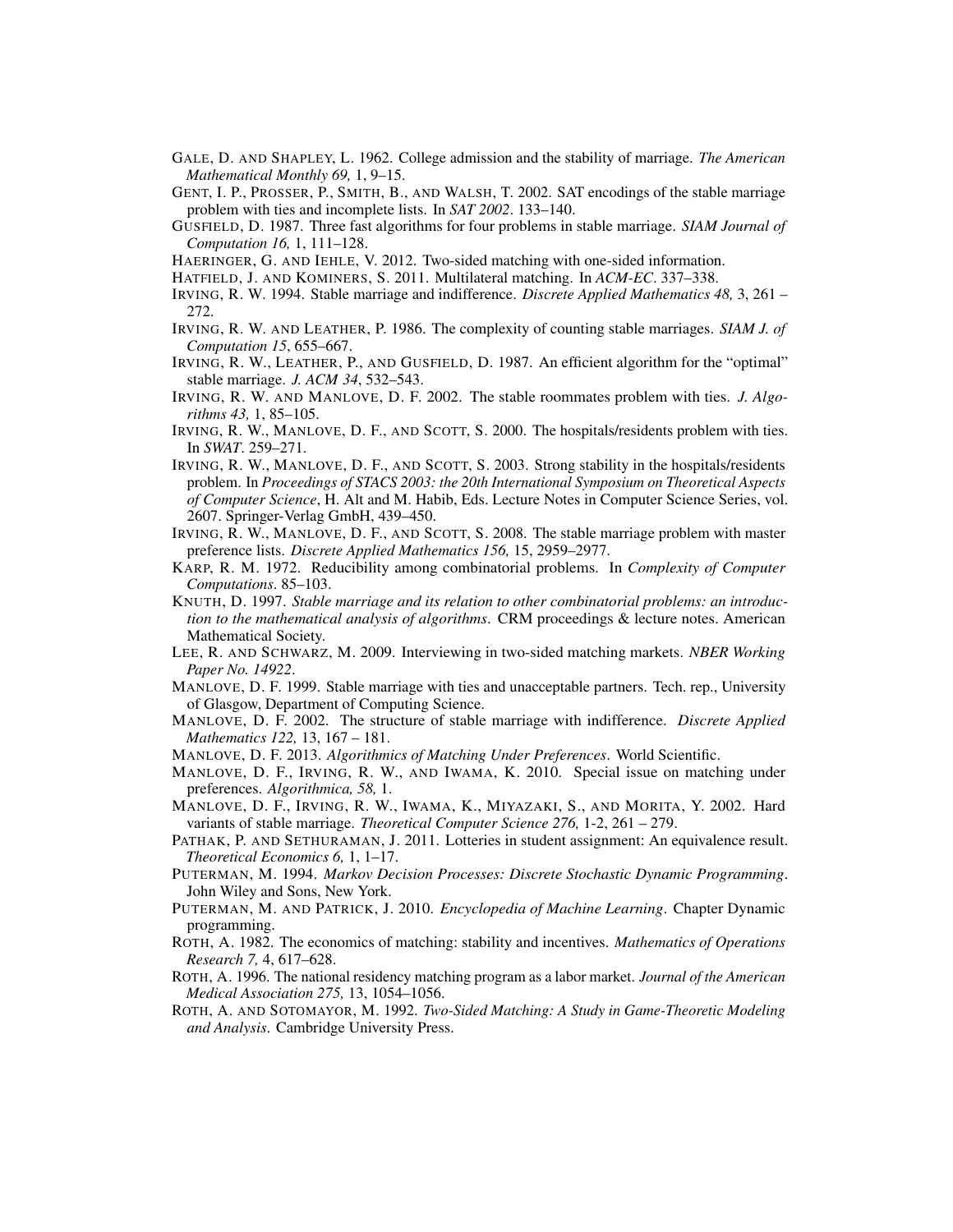GALE, D. AND SHAPLEY, L. 1962. College admission and the stability of marriage. *The American Mathematical Monthly 69,* 1, 9–15.

GENT, I. P., PROSSER, P., SMITH, B., AND WALSH, T. 2002. SAT encodings of the stable marriage problem with ties and incomplete lists. In *SAT 2002*. 133–140.

GUSFIELD, D. 1987. Three fast algorithms for four problems in stable marriage. *SIAM Journal of Computation 16,* 1, 111–128.

HAERINGER, G. AND IEHLE, V. 2012. Two-sided matching with one-sided information.

HATFIELD, J. AND KOMINERS, S. 2011. Multilateral matching. In *ACM-EC*. 337–338.

IRVING, R. W. 1994. Stable marriage and indifference. *Discrete Applied Mathematics 48,* 3, 261 – 272.

IRVING, R. W. AND LEATHER, P. 1986. The complexity of counting stable marriages. *SIAM J. of Computation 15*, 655–667.

IRVING, R. W., LEATHER, P., AND GUSFIELD, D. 1987. An efficient algorithm for the "optimal" stable marriage. *J. ACM 34*, 532–543.

IRVING, R. W. AND MANLOVE, D. F. 2002. The stable roommates problem with ties. *J. Algorithms 43,* 1, 85–105.

IRVING, R. W., MANLOVE, D. F., AND SCOTT, S. 2000. The hospitals/residents problem with ties. In *SWAT*. 259–271.

IRVING, R. W., MANLOVE, D. F., AND SCOTT, S. 2003. Strong stability in the hospitals/residents problem. In *Proceedings of STACS 2003: the 20th International Symposium on Theoretical Aspects of Computer Science*, H. Alt and M. Habib, Eds. Lecture Notes in Computer Science Series, vol. 2607. Springer-Verlag GmbH, 439–450.

IRVING, R. W., MANLOVE, D. F., AND SCOTT, S. 2008. The stable marriage problem with master preference lists. *Discrete Applied Mathematics 156,* 15, 2959–2977.

KARP, R. M. 1972. Reducibility among combinatorial problems. In *Complexity of Computer Computations*. 85–103.

KNUTH, D. 1997. *Stable marriage and its relation to other combinatorial problems: an introduction to the mathematical analysis of algorithms*. CRM proceedings & lecture notes. American Mathematical Society.

LEE, R. AND SCHWARZ, M. 2009. Interviewing in two-sided matching markets. *NBER Working Paper No. 14922*.

MANLOVE, D. F. 1999. Stable marriage with ties and unacceptable partners. Tech. rep., University of Glasgow, Department of Computing Science.

MANLOVE, D. F. 2002. The structure of stable marriage with indifference. *Discrete Applied Mathematics 122,* 13, 167 – 181.

MANLOVE, D. F. 2013. *Algorithmics of Matching Under Preferences*. World Scientific.

MANLOVE, D. F., IRVING, R. W., AND IWAMA, K. 2010. Special issue on matching under preferences. *Algorithmica, 58,* 1.

MANLOVE, D. F., IRVING, R. W., IWAMA, K., MIYAZAKI, S., AND MORITA, Y. 2002. Hard variants of stable marriage. *Theoretical Computer Science 276,* 1-2, 261 – 279.

PATHAK, P. AND SETHURAMAN, J. 2011. Lotteries in student assignment: An equivalence result. *Theoretical Economics 6,* 1, 1–17.

PUTERMAN, M. 1994. *Markov Decision Processes: Discrete Stochastic Dynamic Programming*. John Wiley and Sons, New York.

PUTERMAN, M. AND PATRICK, J. 2010. *Encyclopedia of Machine Learning*. Chapter Dynamic programming.

ROTH, A. 1982. The economics of matching: stability and incentives. *Mathematics of Operations Research 7,* 4, 617–628.

ROTH, A. 1996. The national residency matching program as a labor market. *Journal of the American Medical Association 275,* 13, 1054–1056.

ROTH, A. AND SOTOMAYOR, M. 1992. *Two-Sided Matching: A Study in Game-Theoretic Modeling and Analysis*. Cambridge University Press.